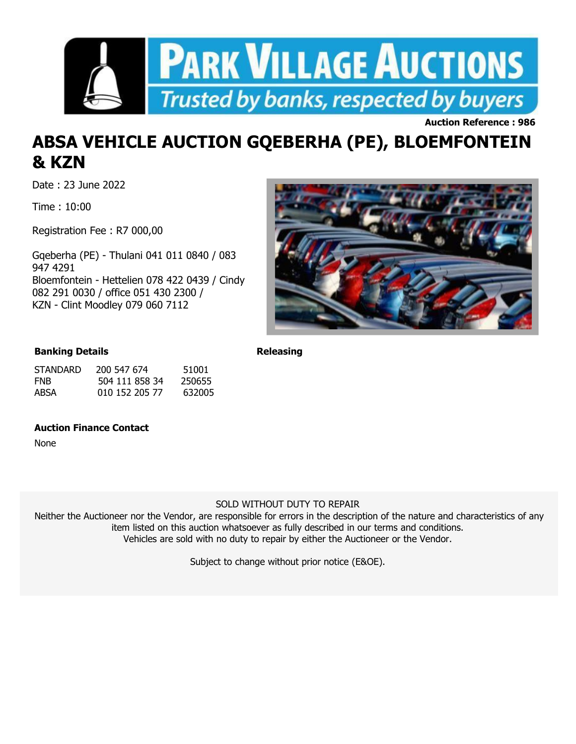Park Village Auctions

Trusted by banks, respected by buyers

**Auction Reference : 986**

# ABSA VEHICLE AUCTION GQEBERHA (PE), BLOEMFONTEIN & KZN

Date : 23 June 2022

Time : 10:00

Registration Fee : R7 000,00

Gqeberha (PE) - Thulani 041 011 0840 / 083 947 4291
Bloemfontein - Hettelien 078 422 0439 / Cindy 082 291 0030 / office 051 430 2300 /
KZN - Clint Moodley 079 060 7112

### Banking Details

| | | |
|---|---|---|
| STANDARD | 200 547 674 | 51001 |
| FNB | 504 111 858 34 | 250655 |
| ABSA | 010 152 205 77 | 632005 |

### Releasing

### Auction Finance Contact

None

SOLD WITHOUT DUTY TO REPAIR

Neither the Auctioneer nor the Vendor, are responsible for errors in the description of the nature and characteristics of any item listed on this auction whatsoever as fully described in our terms and conditions.
Vehicles are sold with no duty to repair by either the Auctioneer or the Vendor.

Subject to change without prior notice (E&OE).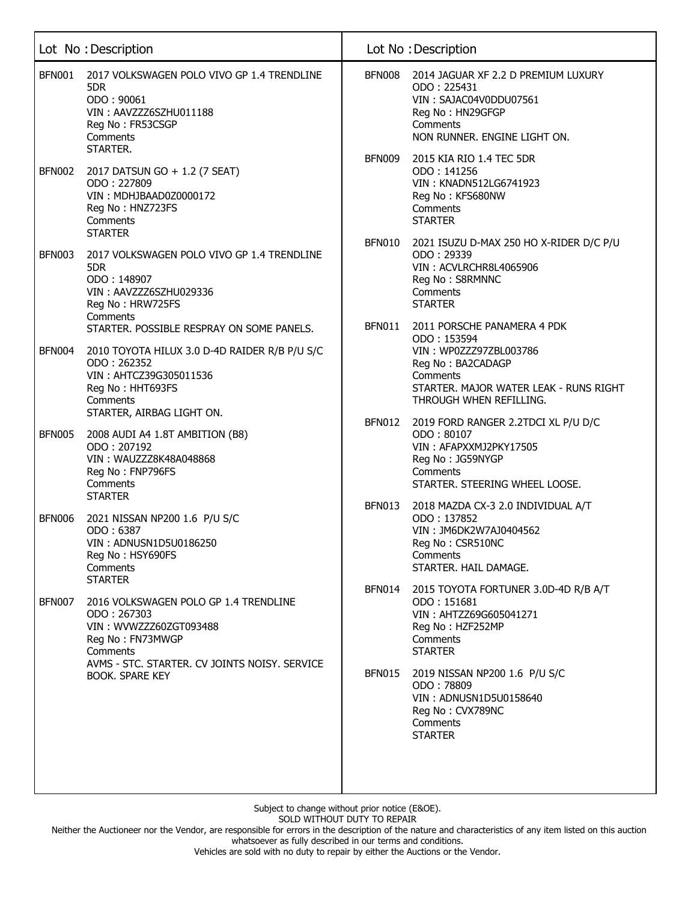| Lot No | Description |
| --- | --- |
| BFN001 | 2017 VOLKSWAGEN POLO VIVO GP 1.4 TRENDLINE 5DR<br>ODO : 90061<br>VIN : AAVZZZ6SZHU011188<br>Reg No : FR53CSGP<br>Comments<br>STARTER. |
| BFN002 | 2017 DATSUN GO + 1.2 (7 SEAT)<br>ODO : 227809<br>VIN : MDHJBAAD0Z0000172<br>Reg No : HNZ723FS<br>Comments<br>STARTER |
| BFN003 | 2017 VOLKSWAGEN POLO VIVO GP 1.4 TRENDLINE 5DR<br>ODO : 148907<br>VIN : AAVZZZ6SZHU029336<br>Reg No : HRW725FS<br>Comments<br>STARTER. POSSIBLE RESPRAY ON SOME PANELS. |
| BFN004 | 2010 TOYOTA HILUX 3.0 D-4D RAIDER R/B P/U S/C<br>ODO : 262352<br>VIN : AHTCZ39G305011536<br>Reg No : HHT693FS<br>Comments<br>STARTER, AIRBAG LIGHT ON. |
| BFN005 | 2008 AUDI A4 1.8T AMBITION (B8)<br>ODO : 207192<br>VIN : WAUZZZ8K48A048868<br>Reg No : FNP796FS<br>Comments<br>STARTER |
| BFN006 | 2021 NISSAN NP200 1.6 P/U S/C<br>ODO : 6387<br>VIN : ADNUSN1D5U0186250<br>Reg No : HSY690FS<br>Comments<br>STARTER |
| BFN007 | 2016 VOLKSWAGEN POLO GP 1.4 TRENDLINE<br>ODO : 267303<br>VIN : WVWZZZ60ZGT093488<br>Reg No : FN73MWGP<br>Comments<br>AVMS - STC. STARTER. CV JOINTS NOISY. SERVICE BOOK. SPARE KEY |
| BFN008 | 2014 JAGUAR XF 2.2 D PREMIUM LUXURY<br>ODO : 225431<br>VIN : SAJAC04V0DDU07561<br>Reg No : HN29GFGP<br>Comments<br>NON RUNNER. ENGINE LIGHT ON. |
| BFN009 | 2015 KIA RIO 1.4 TEC 5DR<br>ODO : 141256<br>VIN : KNADN512LG6741923<br>Reg No : KFS680NW<br>Comments<br>STARTER |
| BFN010 | 2021 ISUZU D-MAX 250 HO X-RIDER D/C P/U<br>ODO : 29339<br>VIN : ACVLRCHR8L4065906<br>Reg No : S8RMNNC<br>Comments<br>STARTER |
| BFN011 | 2011 PORSCHE PANAMERA 4 PDK<br>ODO : 153594<br>VIN : WP0ZZZ97ZBL003786<br>Reg No : BA2CADAGP<br>Comments<br>STARTER. MAJOR WATER LEAK - RUNS RIGHT THROUGH WHEN REFILLING. |
| BFN012 | 2019 FORD RANGER 2.2TDCI XL P/U D/C<br>ODO : 80107<br>VIN : AFAPXXMJ2PKY17505<br>Reg No : JG59NYGP<br>Comments<br>STARTER. STEERING WHEEL LOOSE. |
| BFN013 | 2018 MAZDA CX-3 2.0 INDIVIDUAL A/T<br>ODO : 137852<br>VIN : JM6DK2W7AJ0404562<br>Reg No : CSR510NC<br>Comments<br>STARTER. HAIL DAMAGE. |
| BFN014 | 2015 TOYOTA FORTUNER 3.0D-4D R/B A/T<br>ODO : 151681<br>VIN : AHTZZ69G605041271<br>Reg No : HZF252MP<br>Comments<br>STARTER |
| BFN015 | 2019 NISSAN NP200 1.6 P/U S/C<br>ODO : 78809<br>VIN : ADNUSN1D5U0158640<br>Reg No : CVX789NC<br>Comments<br>STARTER |

Subject to change without prior notice (E&OE).
SOLD WITHOUT DUTY TO REPAIR
Neither the Auctioneer nor the Vendor, are responsible for errors in the description of the nature and characteristics of any item listed on this auction whatsoever as fully described in our terms and conditions.
Vehicles are sold with no duty to repair by either the Auctions or the Vendor.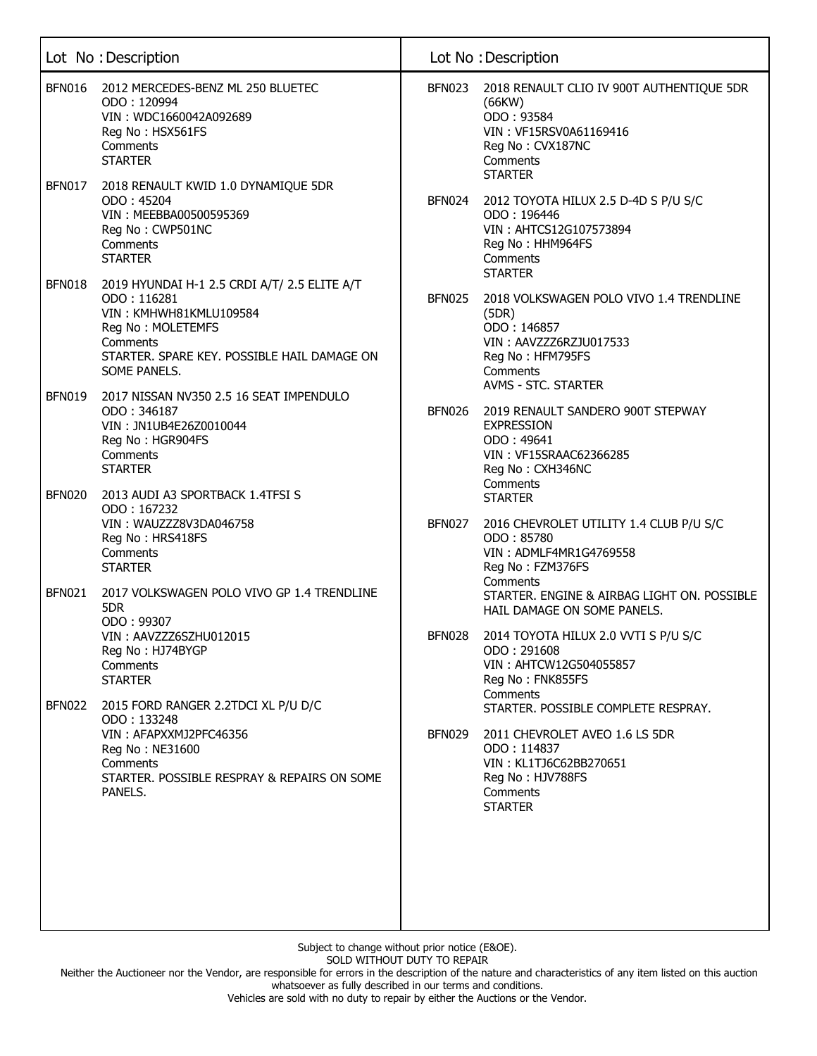| Lot No | Description |
|---|---|
| BFN016 | 2012 MERCEDES-BENZ ML 250 BLUETEC<br>ODO : 120994<br>VIN : WDC1660042A092689<br>Reg No : HSX561FS<br>Comments<br>STARTER |
| BFN017 | 2018 RENAULT KWID 1.0 DYNAMIQUE 5DR<br>ODO : 45204<br>VIN : MEEBBA00500595369<br>Reg No : CWP501NC<br>Comments<br>STARTER |
| BFN018 | 2019 HYUNDAI H-1 2.5 CRDI A/T/ 2.5 ELITE A/T<br>ODO : 116281<br>VIN : KMHWH81KMLU109584<br>Reg No : MOLETEMFS<br>Comments<br>STARTER. SPARE KEY. POSSIBLE HAIL DAMAGE ON SOME PANELS. |
| BFN019 | 2017 NISSAN NV350 2.5 16 SEAT IMPENDULO<br>ODO : 346187<br>VIN : JN1UB4E26Z0010044<br>Reg No : HGR904FS<br>Comments<br>STARTER |
| BFN020 | 2013 AUDI A3 SPORTBACK 1.4TFSI S<br>ODO : 167232<br>VIN : WAUZZZ8V3DA046758<br>Reg No : HRS418FS<br>Comments<br>STARTER |
| BFN021 | 2017 VOLKSWAGEN POLO VIVO GP 1.4 TRENDLINE 5DR<br>ODO : 99307<br>VIN : AAVZZZ6SZHU012015<br>Reg No : HJ74BYGP<br>Comments<br>STARTER |
| BFN022 | 2015 FORD RANGER 2.2TDCI XL P/U D/C<br>ODO : 133248<br>VIN : AFAPXXMJ2PFC46356<br>Reg No : NE31600<br>Comments<br>STARTER. POSSIBLE RESPRAY & REPAIRS ON SOME PANELS. |
| BFN023 | 2018 RENAULT CLIO IV 900T AUTHENTIQUE 5DR (66KW)<br>ODO : 93584<br>VIN : VF15RSV0A61169416<br>Reg No : CVX187NC<br>Comments<br>STARTER |
| BFN024 | 2012 TOYOTA HILUX 2.5 D-4D S P/U S/C<br>ODO : 196446<br>VIN : AHTCS12G107573894<br>Reg No : HHM964FS<br>Comments<br>STARTER |
| BFN025 | 2018 VOLKSWAGEN POLO VIVO 1.4 TRENDLINE (5DR)<br>ODO : 146857<br>VIN : AAVZZZ6RZJU017533<br>Reg No : HFM795FS<br>Comments<br>AVMS - STC. STARTER |
| BFN026 | 2019 RENAULT SANDERO 900T STEPWAY EXPRESSION<br>ODO : 49641<br>VIN : VF15SRAAC62366285<br>Reg No : CXH346NC<br>Comments<br>STARTER |
| BFN027 | 2016 CHEVROLET UTILITY 1.4 CLUB P/U S/C<br>ODO : 85780<br>VIN : ADMLF4MR1G4769558<br>Reg No : FZM376FS<br>Comments<br>STARTER. ENGINE & AIRBAG LIGHT ON. POSSIBLE HAIL DAMAGE ON SOME PANELS. |
| BFN028 | 2014 TOYOTA HILUX 2.0 VVTI S P/U S/C<br>ODO : 291608<br>VIN : AHTCW12G504055857<br>Reg No : FNK855FS<br>Comments<br>STARTER. POSSIBLE COMPLETE RESPRAY. |
| BFN029 | 2011 CHEVROLET AVEO 1.6 LS 5DR<br>ODO : 114837<br>VIN : KL1TJ6C62BB270651<br>Reg No : HJV788FS<br>Comments<br>STARTER |

Subject to change without prior notice (E&OE).
SOLD WITHOUT DUTY TO REPAIR
Neither the Auctioneer nor the Vendor, are responsible for errors in the description of the nature and characteristics of any item listed on this auction whatsoever as fully described in our terms and conditions.
Vehicles are sold with no duty to repair by either the Auctions or the Vendor.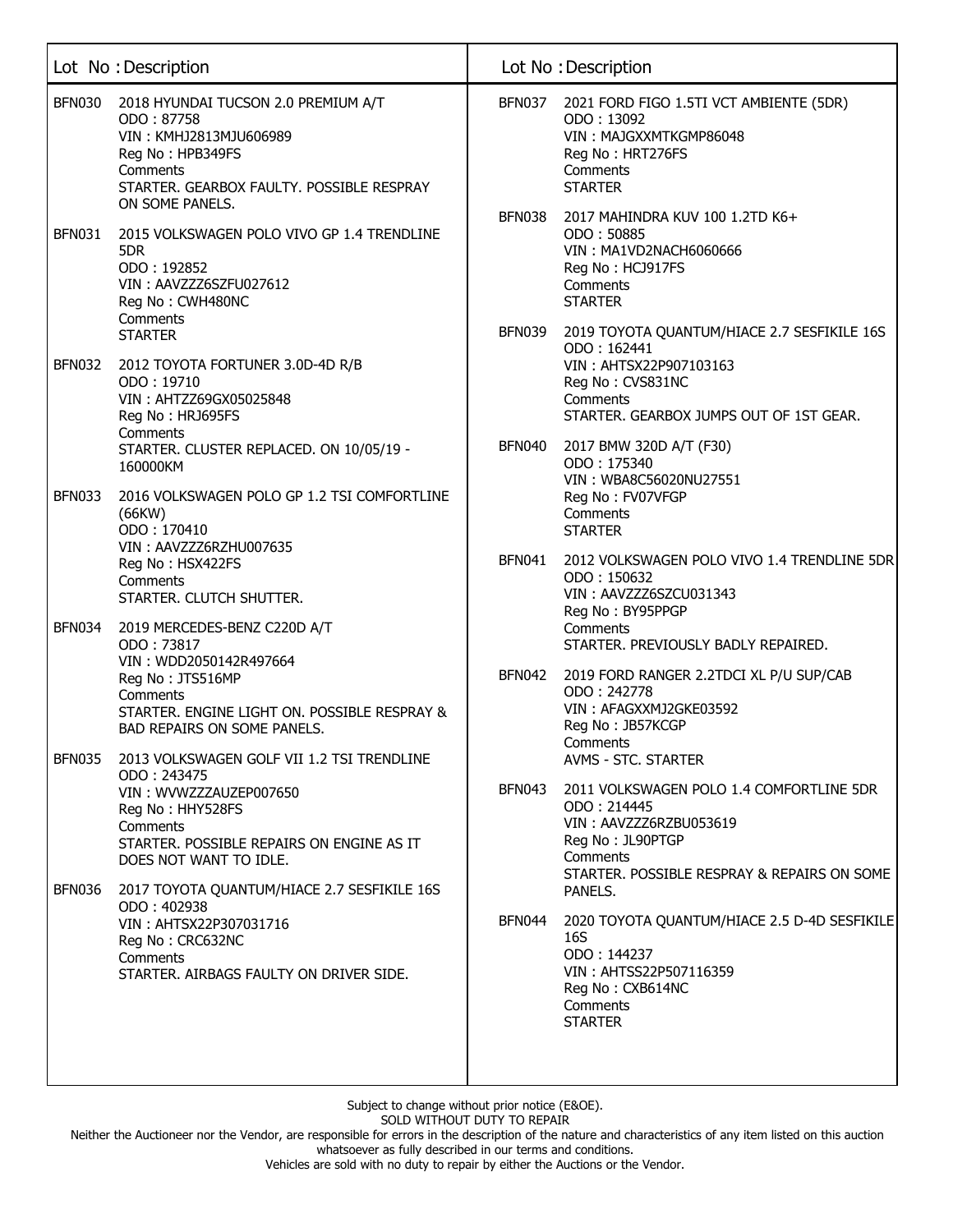| Lot No | Description |
| --- | --- |
| BFN030 | 2018 HYUNDAI TUCSON 2.0 PREMIUM A/T<br>ODO : 87758<br>VIN : KMHJ2813MJU606989<br>Reg No : HPB349FS<br>Comments<br>STARTER. GEARBOX FAULTY. POSSIBLE RESPRAY ON SOME PANELS. |
| BFN031 | 2015 VOLKSWAGEN POLO VIVO GP 1.4 TRENDLINE 5DR<br>ODO : 192852<br>VIN : AAVZZZ6SZFU027612<br>Reg No : CWH480NC<br>Comments<br>STARTER |
| BFN032 | 2012 TOYOTA FORTUNER 3.0D-4D R/B<br>ODO : 19710<br>VIN : AHTZZ69GX05025848<br>Reg No : HRJ695FS<br>Comments<br>STARTER. CLUSTER REPLACED. ON 10/05/19 - 160000KM |
| BFN033 | 2016 VOLKSWAGEN POLO GP 1.2 TSI COMFORTLINE (66KW)<br>ODO : 170410<br>VIN : AAVZZZ6RZHU007635<br>Reg No : HSX422FS<br>Comments<br>STARTER. CLUTCH SHUTTER. |
| BFN034 | 2019 MERCEDES-BENZ C220D A/T<br>ODO : 73817<br>VIN : WDD2050142R497664<br>Reg No : JTS516MP<br>Comments<br>STARTER. ENGINE LIGHT ON. POSSIBLE RESPRAY & BAD REPAIRS ON SOME PANELS. |
| BFN035 | 2013 VOLKSWAGEN GOLF VII 1.2 TSI TRENDLINE<br>ODO : 243475<br>VIN : WVWZZZAUZEP007650<br>Reg No : HHY528FS<br>Comments<br>STARTER. POSSIBLE REPAIRS ON ENGINE AS IT DOES NOT WANT TO IDLE. |
| BFN036 | 2017 TOYOTA QUANTUM/HIACE 2.7 SESFIKILE 16S<br>ODO : 402938<br>VIN : AHTSX22P307031716<br>Reg No : CRC632NC<br>Comments<br>STARTER. AIRBAGS FAULTY ON DRIVER SIDE. |
| BFN037 | 2021 FORD FIGO 1.5TI VCT AMBIENTE (5DR)<br>ODO : 13092<br>VIN : MAJGXXMTKGMP86048<br>Reg No : HRT276FS<br>Comments<br>STARTER |
| BFN038 | 2017 MAHINDRA KUV 100 1.2TD K6+<br>ODO : 50885<br>VIN : MA1VD2NACH6060666<br>Reg No : HCJ917FS<br>Comments<br>STARTER |
| BFN039 | 2019 TOYOTA QUANTUM/HIACE 2.7 SESFIKILE 16S<br>ODO : 162441<br>VIN : AHTSX22P907103163<br>Reg No : CVS831NC<br>Comments<br>STARTER. GEARBOX JUMPS OUT OF 1ST GEAR. |
| BFN040 | 2017 BMW 320D A/T (F30)<br>ODO : 175340<br>VIN : WBA8C56020NU27551<br>Reg No : FV07VFGP<br>Comments<br>STARTER |
| BFN041 | 2012 VOLKSWAGEN POLO VIVO 1.4 TRENDLINE 5DR<br>ODO : 150632<br>VIN : AAVZZZ6SZCU031343<br>Reg No : BY95PPGP<br>Comments<br>STARTER. PREVIOUSLY BADLY REPAIRED. |
| BFN042 | 2019 FORD RANGER 2.2TDCI XL P/U SUP/CAB<br>ODO : 242778<br>VIN : AFAGXXMJ2GKE03592<br>Reg No : JB57KCGP<br>Comments<br>AVMS - STC. STARTER |
| BFN043 | 2011 VOLKSWAGEN POLO 1.4 COMFORTLINE 5DR<br>ODO : 214445<br>VIN : AAVZZZ6RZBU053619<br>Reg No : JL90PTGP<br>Comments<br>STARTER. POSSIBLE RESPRAY & REPAIRS ON SOME PANELS. |
| BFN044 | 2020 TOYOTA QUANTUM/HIACE 2.5 D-4D SESFIKILE 16S<br>ODO : 144237<br>VIN : AHTSS22P507116359<br>Reg No : CXB614NC<br>Comments<br>STARTER |

Subject to change without prior notice (E&OE).
SOLD WITHOUT DUTY TO REPAIR
Neither the Auctioneer nor the Vendor, are responsible for errors in the description of the nature and characteristics of any item listed on this auction whatsoever as fully described in our terms and conditions.
Vehicles are sold with no duty to repair by either the Auctions or the Vendor.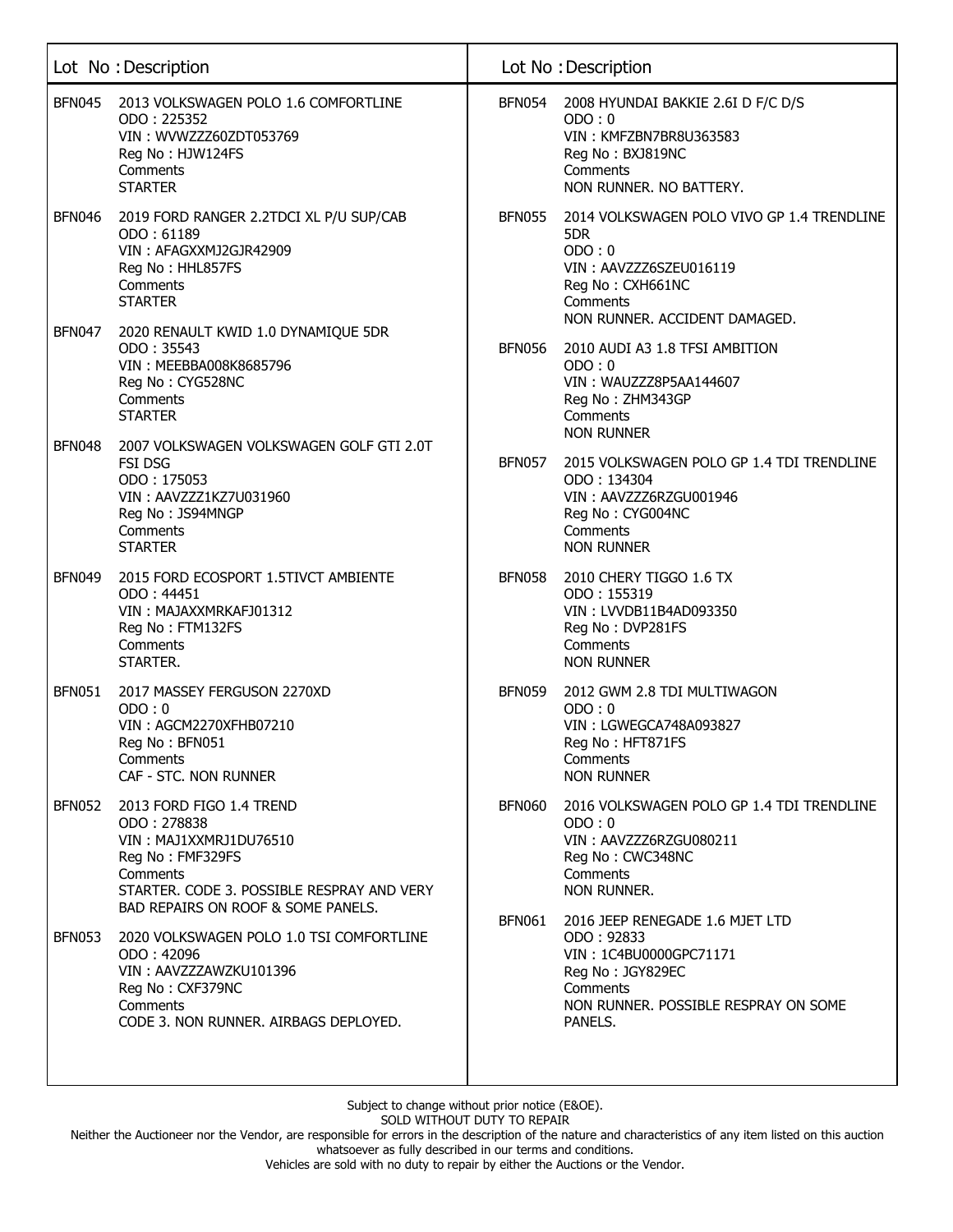| Lot No | Description |
|---|---|
| BFN045 | 2013 VOLKSWAGEN POLO 1.6 COMFORTLINE<br>ODO : 225352<br>VIN : WVWZZZ60ZDT053769<br>Reg No : HJW124FS<br>Comments<br>STARTER |
| BFN046 | 2019 FORD RANGER 2.2TDCI XL P/U SUP/CAB<br>ODO : 61189<br>VIN : AFAGXXMJ2GJR42909<br>Reg No : HHL857FS<br>Comments<br>STARTER |
| BFN047 | 2020 RENAULT KWID 1.0 DYNAMIQUE 5DR<br>ODO : 35543<br>VIN : MEEBBA008K8685796<br>Reg No : CYG528NC<br>Comments<br>STARTER |
| BFN048 | 2007 VOLKSWAGEN VOLKSWAGEN GOLF GTI 2.0T FSI DSG<br>ODO : 175053<br>VIN : AAVZZZ1KZ7U031960<br>Reg No : JS94MNGP<br>Comments<br>STARTER |
| BFN049 | 2015 FORD ECOSPORT 1.5TIVCT AMBIENTE<br>ODO : 44451<br>VIN : MAJAXXMRKAFJ01312<br>Reg No : FTM132FS<br>Comments<br>STARTER. |
| BFN051 | 2017 MASSEY FERGUSON 2270XD<br>ODO : 0<br>VIN : AGCM2270XFHB07210<br>Reg No : BFN051<br>Comments<br>CAF - STC. NON RUNNER |
| BFN052 | 2013 FORD FIGO 1.4 TREND<br>ODO : 278838<br>VIN : MAJ1XXMRJ1DU76510<br>Reg No : FMF329FS<br>Comments<br>STARTER. CODE 3. POSSIBLE RESPRAY AND VERY BAD REPAIRS ON ROOF & SOME PANELS. |
| BFN053 | 2020 VOLKSWAGEN POLO 1.0 TSI COMFORTLINE<br>ODO : 42096<br>VIN : AAVZZZAWZKU101396<br>Reg No : CXF379NC<br>Comments<br>CODE 3. NON RUNNER. AIRBAGS DEPLOYED. |
| BFN054 | 2008 HYUNDAI BAKKIE 2.6I D F/C D/S<br>ODO : 0<br>VIN : KMFZBN7BR8U363583<br>Reg No : BXJ819NC<br>Comments<br>NON RUNNER. NO BATTERY. |
| BFN055 | 2014 VOLKSWAGEN POLO VIVO GP 1.4 TRENDLINE 5DR<br>ODO : 0<br>VIN : AAVZZZ6SZEU016119<br>Reg No : CXH661NC<br>Comments<br>NON RUNNER. ACCIDENT DAMAGED. |
| BFN056 | 2010 AUDI A3 1.8 TFSI AMBITION<br>ODO : 0<br>VIN : WAUZZZ8P5AA144607<br>Reg No : ZHM343GP<br>Comments<br>NON RUNNER |
| BFN057 | 2015 VOLKSWAGEN POLO GP 1.4 TDI TRENDLINE<br>ODO : 134304<br>VIN : AAVZZZ6RZGU001946<br>Reg No : CYG004NC<br>Comments<br>NON RUNNER |
| BFN058 | 2010 CHERY TIGGO 1.6 TX<br>ODO : 155319<br>VIN : LVVDB11B4AD093350<br>Reg No : DVP281FS<br>Comments<br>NON RUNNER |
| BFN059 | 2012 GWM 2.8 TDI MULTIWAGON<br>ODO : 0<br>VIN : LGWEGCA748A093827<br>Reg No : HFT871FS<br>Comments<br>NON RUNNER |
| BFN060 | 2016 VOLKSWAGEN POLO GP 1.4 TDI TRENDLINE<br>ODO : 0<br>VIN : AAVZZZ6RZGU080211<br>Reg No : CWC348NC<br>Comments<br>NON RUNNER. |
| BFN061 | 2016 JEEP RENEGADE 1.6 MJET LTD<br>ODO : 92833<br>VIN : 1C4BU0000GPC71171<br>Reg No : JGY829EC<br>Comments<br>NON RUNNER. POSSIBLE RESPRAY ON SOME PANELS. |

Subject to change without prior notice (E&OE).
SOLD WITHOUT DUTY TO REPAIR
Neither the Auctioneer nor the Vendor, are responsible for errors in the description of the nature and characteristics of any item listed on this auction whatsoever as fully described in our terms and conditions.
Vehicles are sold with no duty to repair by either the Auctions or the Vendor.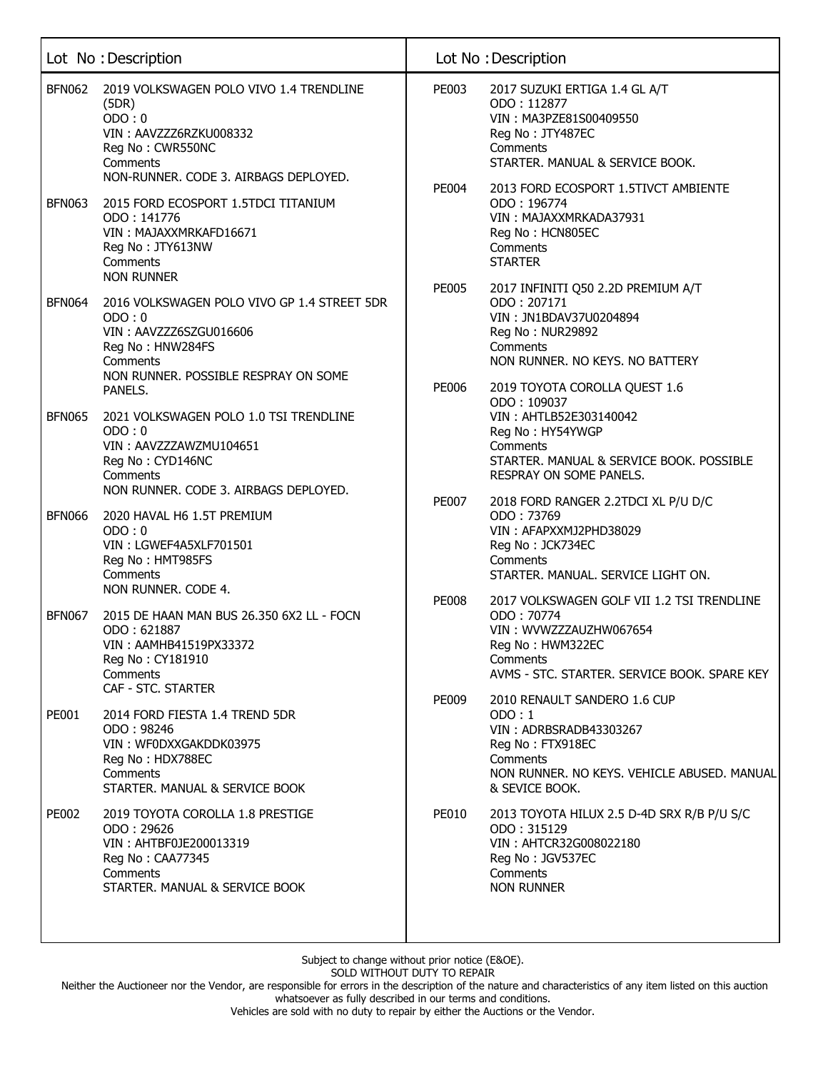| Lot No | Description |
|---|---|
| BFN062 | 2019 VOLKSWAGEN POLO VIVO 1.4 TRENDLINE (5DR)<br>ODO : 0<br>VIN : AAVZZZ6RZKU008332<br>Reg No : CWR550NC<br>Comments<br>NON-RUNNER. CODE 3. AIRBAGS DEPLOYED. |
| BFN063 | 2015 FORD ECOSPORT 1.5TDCI TITANIUM<br>ODO : 141776<br>VIN : MAJAXXMRKAFD16671<br>Reg No : JTY613NW<br>Comments<br>NON RUNNER |
| BFN064 | 2016 VOLKSWAGEN POLO VIVO GP 1.4 STREET 5DR<br>ODO : 0<br>VIN : AAVZZZ6SZGU016606<br>Reg No : HNW284FS<br>Comments<br>NON RUNNER. POSSIBLE RESPRAY ON SOME PANELS. |
| BFN065 | 2021 VOLKSWAGEN POLO 1.0 TSI TRENDLINE<br>ODO : 0<br>VIN : AAVZZZAWZMU104651<br>Reg No : CYD146NC<br>Comments<br>NON RUNNER. CODE 3. AIRBAGS DEPLOYED. |
| BFN066 | 2020 HAVAL H6 1.5T PREMIUM<br>ODO : 0<br>VIN : LGWEF4A5XLF701501<br>Reg No : HMT985FS<br>Comments<br>NON RUNNER. CODE 4. |
| BFN067 | 2015 DE HAAN MAN BUS 26.350 6X2 LL - FOCN<br>ODO : 621887<br>VIN : AAMHB41519PX33372<br>Reg No : CY181910<br>Comments<br>CAF - STC. STARTER |
| PE001 | 2014 FORD FIESTA 1.4 TREND 5DR<br>ODO : 98246<br>VIN : WF0DXXGAKDDK03975<br>Reg No : HDX788EC<br>Comments<br>STARTER. MANUAL & SERVICE BOOK |
| PE002 | 2019 TOYOTA COROLLA 1.8 PRESTIGE<br>ODO : 29626<br>VIN : AHTBF0JE200013319<br>Reg No : CAA77345<br>Comments<br>STARTER. MANUAL & SERVICE BOOK |
| PE003 | 2017 SUZUKI ERTIGA 1.4 GL A/T<br>ODO : 112877<br>VIN : MA3PZE81S00409550<br>Reg No : JTY487EC<br>Comments<br>STARTER. MANUAL & SERVICE BOOK. |
| PE004 | 2013 FORD ECOSPORT 1.5TIVCT AMBIENTE<br>ODO : 196774<br>VIN : MAJAXXMRKADA37931<br>Reg No : HCN805EC<br>Comments<br>STARTER |
| PE005 | 2017 INFINITI Q50 2.2D PREMIUM A/T<br>ODO : 207171<br>VIN : JN1BDAV37U0204894<br>Reg No : NUR29892<br>Comments<br>NON RUNNER. NO KEYS. NO BATTERY |
| PE006 | 2019 TOYOTA COROLLA QUEST 1.6<br>ODO : 109037<br>VIN : AHTLB52E303140042<br>Reg No : HY54YWGP<br>Comments<br>STARTER. MANUAL & SERVICE BOOK. POSSIBLE RESPRAY ON SOME PANELS. |
| PE007 | 2018 FORD RANGER 2.2TDCI XL P/U D/C<br>ODO : 73769<br>VIN : AFAPXXMJ2PHD38029<br>Reg No : JCK734EC<br>Comments<br>STARTER. MANUAL. SERVICE LIGHT ON. |
| PE008 | 2017 VOLKSWAGEN GOLF VII 1.2 TSI TRENDLINE<br>ODO : 70774<br>VIN : WVWZZZAUZHW067654<br>Reg No : HWM322EC<br>Comments<br>AVMS - STC. STARTER. SERVICE BOOK. SPARE KEY |
| PE009 | 2010 RENAULT SANDERO 1.6 CUP<br>ODO : 1<br>VIN : ADRBSRADB43303267<br>Reg No : FTX918EC<br>Comments<br>NON RUNNER. NO KEYS. VEHICLE ABUSED. MANUAL & SEVICE BOOK. |
| PE010 | 2013 TOYOTA HILUX 2.5 D-4D SRX R/B P/U S/C<br>ODO : 315129<br>VIN : AHTCR32G008022180<br>Reg No : JGV537EC<br>Comments<br>NON RUNNER |

Subject to change without prior notice (E&OE).
SOLD WITHOUT DUTY TO REPAIR
Neither the Auctioneer nor the Vendor, are responsible for errors in the description of the nature and characteristics of any item listed on this auction whatsoever as fully described in our terms and conditions.
Vehicles are sold with no duty to repair by either the Auctions or the Vendor.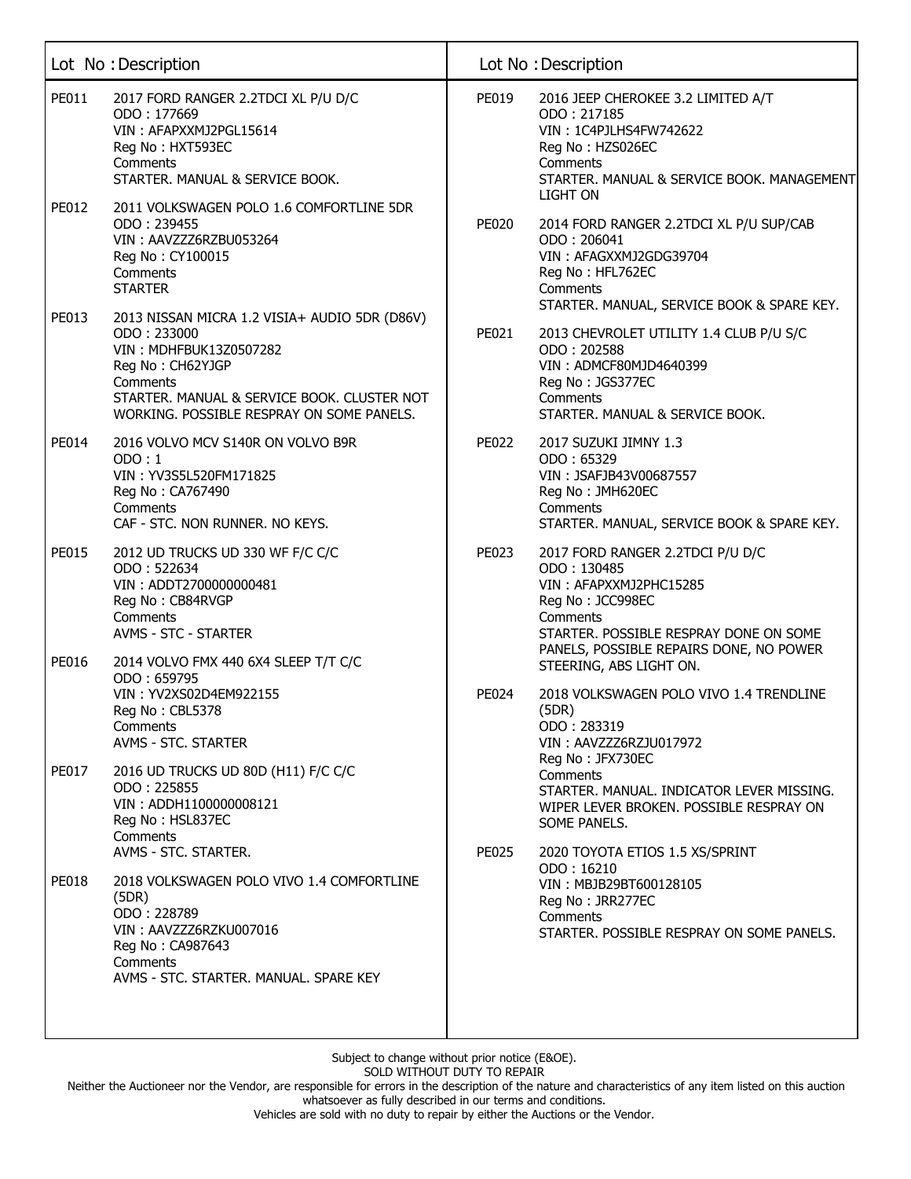| Lot No | Description |
| --- | --- |
| PE011 | 2017 FORD RANGER 2.2TDCI XL P/U D/C<br>ODO : 177669<br>VIN : AFAPXXMJ2PGL15614<br>Reg No : HXT593EC<br>Comments<br>STARTER. MANUAL & SERVICE BOOK. |
| PE012 | 2011 VOLKSWAGEN POLO 1.6 COMFORTLINE 5DR<br>ODO : 239455<br>VIN : AAVZZZ6RZBU053264<br>Reg No : CY100015<br>Comments<br>STARTER |
| PE013 | 2013 NISSAN MICRA 1.2 VISIA+ AUDIO 5DR (D86V)<br>ODO : 233000<br>VIN : MDHFBUK13Z0507282<br>Reg No : CH62YJGP<br>Comments<br>STARTER. MANUAL & SERVICE BOOK. CLUSTER NOT WORKING. POSSIBLE RESPRAY ON SOME PANELS. |
| PE014 | 2016 VOLVO MCV S140R ON VOLVO B9R<br>ODO : 1<br>VIN : YV3S5L520FM171825<br>Reg No : CA767490<br>Comments<br>CAF - STC. NON RUNNER. NO KEYS. |
| PE015 | 2012 UD TRUCKS UD 330 WF F/C C/C<br>ODO : 522634<br>VIN : ADDT2700000000481<br>Reg No : CB84RVGP<br>Comments<br>AVMS - STC - STARTER |
| PE016 | 2014 VOLVO FMX 440 6X4 SLEEP T/T C/C<br>ODO : 659795<br>VIN : YV2XS02D4EM922155<br>Reg No : CBL5378<br>Comments<br>AVMS - STC. STARTER |
| PE017 | 2016 UD TRUCKS UD 80D (H11) F/C C/C<br>ODO : 225855<br>VIN : ADDH1100000008121<br>Reg No : HSL837EC<br>Comments<br>AVMS - STC. STARTER. |
| PE018 | 2018 VOLKSWAGEN POLO VIVO 1.4 COMFORTLINE (5DR)<br>ODO : 228789<br>VIN : AAVZZZ6RZKU007016<br>Reg No : CA987643<br>Comments<br>AVMS - STC. STARTER. MANUAL. SPARE KEY |
| PE019 | 2016 JEEP CHEROKEE 3.2 LIMITED A/T<br>ODO : 217185<br>VIN : 1C4PJLHS4FW742622<br>Reg No : HZS026EC<br>Comments<br>STARTER. MANUAL & SERVICE BOOK. MANAGEMENT LIGHT ON |
| PE020 | 2014 FORD RANGER 2.2TDCI XL P/U SUP/CAB<br>ODO : 206041<br>VIN : AFAGXXMJ2GDG39704<br>Reg No : HFL762EC<br>Comments<br>STARTER. MANUAL, SERVICE BOOK & SPARE KEY. |
| PE021 | 2013 CHEVROLET UTILITY 1.4 CLUB P/U S/C<br>ODO : 202588<br>VIN : ADMCF80MJD4640399<br>Reg No : JGS377EC<br>Comments<br>STARTER. MANUAL & SERVICE BOOK. |
| PE022 | 2017 SUZUKI JIMNY 1.3<br>ODO : 65329<br>VIN : JSAFJB43V00687557<br>Reg No : JMH620EC<br>Comments<br>STARTER. MANUAL, SERVICE BOOK & SPARE KEY. |
| PE023 | 2017 FORD RANGER 2.2TDCI P/U D/C<br>ODO : 130485<br>VIN : AFAPXXMJ2PHC15285<br>Reg No : JCC998EC<br>Comments<br>STARTER. POSSIBLE RESPRAY DONE ON SOME PANELS, POSSIBLE REPAIRS DONE, NO POWER STEERING, ABS LIGHT ON. |
| PE024 | 2018 VOLKSWAGEN POLO VIVO 1.4 TRENDLINE (5DR)<br>ODO : 283319<br>VIN : AAVZZZ6RZJU017972<br>Reg No : JFX730EC<br>Comments<br>STARTER. MANUAL. INDICATOR LEVER MISSING. WIPER LEVER BROKEN. POSSIBLE RESPRAY ON SOME PANELS. |
| PE025 | 2020 TOYOTA ETIOS 1.5 XS/SPRINT<br>ODO : 16210<br>VIN : MBJB29BT600128105<br>Reg No : JRR277EC<br>Comments<br>STARTER. POSSIBLE RESPRAY ON SOME PANELS. |

Subject to change without prior notice (E&OE).
SOLD WITHOUT DUTY TO REPAIR
Neither the Auctioneer nor the Vendor, are responsible for errors in the description of the nature and characteristics of any item listed on this auction whatsoever as fully described in our terms and conditions.
Vehicles are sold with no duty to repair by either the Auctions or the Vendor.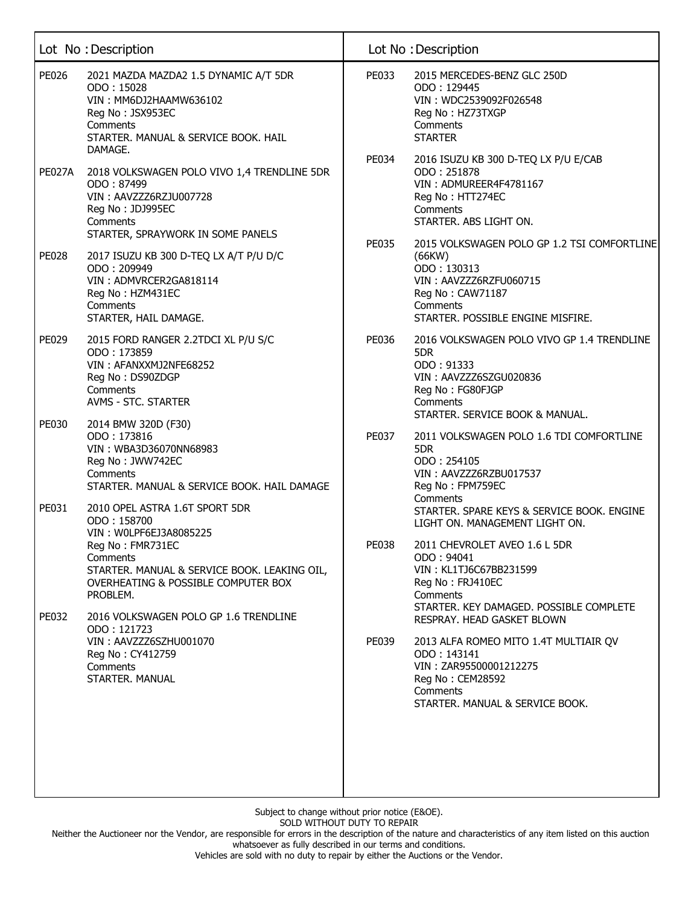| Lot No | Description |
|---|---|
| PE026 | 2021 MAZDA MAZDA2 1.5 DYNAMIC A/T 5DR<br>ODO : 15028<br>VIN : MM6DJ2HAAMW636102<br>Reg No : JSX953EC<br>Comments<br>STARTER. MANUAL & SERVICE BOOK. HAIL DAMAGE. |
| PE027A | 2018 VOLKSWAGEN POLO VIVO 1,4 TRENDLINE 5DR<br>ODO : 87499<br>VIN : AAVZZZ6RZJU007728<br>Reg No : JDJ995EC<br>Comments<br>STARTER, SPRAYWORK IN SOME PANELS |
| PE028 | 2017 ISUZU KB 300 D-TEQ LX A/T P/U D/C<br>ODO : 209949<br>VIN : ADMVRCER2GA818114<br>Reg No : HZM431EC<br>Comments<br>STARTER, HAIL DAMAGE. |
| PE029 | 2015 FORD RANGER 2.2TDCI XL P/U S/C<br>ODO : 173859<br>VIN : AFANXXMJ2NFE68252<br>Reg No : DS90ZDGP<br>Comments<br>AVMS - STC. STARTER |
| PE030 | 2014 BMW 320D (F30)<br>ODO : 173816<br>VIN : WBA3D36070NN68983<br>Reg No : JWW742EC<br>Comments<br>STARTER. MANUAL & SERVICE BOOK. HAIL DAMAGE |
| PE031 | 2010 OPEL ASTRA 1.6T SPORT 5DR<br>ODO : 158700<br>VIN : W0LPF6EJ3A8085225<br>Reg No : FMR731EC<br>Comments<br>STARTER. MANUAL & SERVICE BOOK. LEAKING OIL, OVERHEATING & POSSIBLE COMPUTER BOX PROBLEM. |
| PE032 | 2016 VOLKSWAGEN POLO GP 1.6 TRENDLINE<br>ODO : 121723<br>VIN : AAVZZZ6SZHU001070<br>Reg No : CY412759<br>Comments<br>STARTER. MANUAL |
| PE033 | 2015 MERCEDES-BENZ GLC 250D<br>ODO : 129445<br>VIN : WDC2539092F026548<br>Reg No : HZ73TXGP<br>Comments<br>STARTER |
| PE034 | 2016 ISUZU KB 300 D-TEQ LX P/U E/CAB<br>ODO : 251878<br>VIN : ADMUREER4F4781167<br>Reg No : HTT274EC<br>Comments<br>STARTER. ABS LIGHT ON. |
| PE035 | 2015 VOLKSWAGEN POLO GP 1.2 TSI COMFORTLINE (66KW)<br>ODO : 130313<br>VIN : AAVZZZ6RZFU060715<br>Reg No : CAW71187<br>Comments<br>STARTER. POSSIBLE ENGINE MISFIRE. |
| PE036 | 2016 VOLKSWAGEN POLO VIVO GP 1.4 TRENDLINE 5DR<br>ODO : 91333<br>VIN : AAVZZZ6SZGU020836<br>Reg No : FG80FJGP<br>Comments<br>STARTER. SERVICE BOOK & MANUAL. |
| PE037 | 2011 VOLKSWAGEN POLO 1.6 TDI COMFORTLINE 5DR<br>ODO : 254105<br>VIN : AAVZZZ6RZBU017537<br>Reg No : FPM759EC<br>Comments<br>STARTER. SPARE KEYS & SERVICE BOOK. ENGINE LIGHT ON. MANAGEMENT LIGHT ON. |
| PE038 | 2011 CHEVROLET AVEO 1.6 L 5DR<br>ODO : 94041<br>VIN : KL1TJ6C67BB231599<br>Reg No : FRJ410EC<br>Comments<br>STARTER. KEY DAMAGED. POSSIBLE COMPLETE RESPRAY. HEAD GASKET BLOWN |
| PE039 | 2013 ALFA ROMEO MITO 1.4T MULTIAIR QV<br>ODO : 143141<br>VIN : ZAR95500001212275<br>Reg No : CEM28592<br>Comments<br>STARTER. MANUAL & SERVICE BOOK. |

Subject to change without prior notice (E&OE).
SOLD WITHOUT DUTY TO REPAIR
Neither the Auctioneer nor the Vendor, are responsible for errors in the description of the nature and characteristics of any item listed on this auction whatsoever as fully described in our terms and conditions.
Vehicles are sold with no duty to repair by either the Auctions or the Vendor.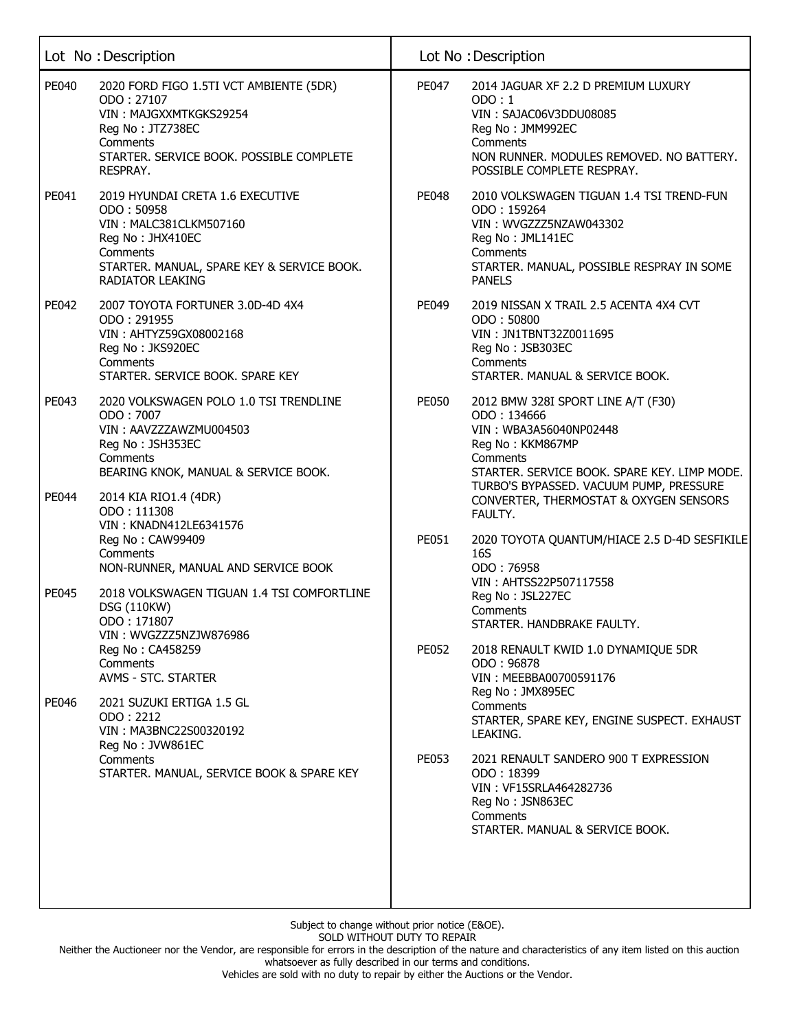| Lot No | Description |
| --- | --- |
| PE040 | 2020 FORD FIGO 1.5TI VCT AMBIENTE (5DR)<br>ODO : 27107<br>VIN : MAJGXXMTKGKS29254<br>Reg No : JTZ738EC<br>Comments<br>STARTER. SERVICE BOOK. POSSIBLE COMPLETE RESPRAY. |
| PE041 | 2019 HYUNDAI CRETA 1.6 EXECUTIVE<br>ODO : 50958<br>VIN : MALC381CLKM507160<br>Reg No : JHX410EC<br>Comments<br>STARTER. MANUAL, SPARE KEY & SERVICE BOOK. RADIATOR LEAKING |
| PE042 | 2007 TOYOTA FORTUNER 3.0D-4D 4X4<br>ODO : 291955<br>VIN : AHTYZ59GX08002168<br>Reg No : JKS920EC<br>Comments<br>STARTER. SERVICE BOOK. SPARE KEY |
| PE043 | 2020 VOLKSWAGEN POLO 1.0 TSI TRENDLINE<br>ODO : 7007<br>VIN : AAVZZZAWZMU004503<br>Reg No : JSH353EC<br>Comments<br>BEARING KNOK, MANUAL & SERVICE BOOK. |
| PE044 | 2014 KIA RIO1.4 (4DR)<br>ODO : 111308<br>VIN : KNADN412LE6341576<br>Reg No : CAW99409<br>Comments<br>NON-RUNNER, MANUAL AND SERVICE BOOK |
| PE045 | 2018 VOLKSWAGEN TIGUAN 1.4 TSI COMFORTLINE DSG (110KW)<br>ODO : 171807<br>VIN : WVGZZZ5NZJW876986<br>Reg No : CA458259<br>Comments<br>AVMS - STC. STARTER |
| PE046 | 2021 SUZUKI ERTIGA 1.5 GL<br>ODO : 2212<br>VIN : MA3BNC22S00320192<br>Reg No : JVW861EC<br>Comments<br>STARTER. MANUAL, SERVICE BOOK & SPARE KEY |
| PE047 | 2014 JAGUAR XF 2.2 D PREMIUM LUXURY<br>ODO : 1<br>VIN : SAJAC06V3DDU08085<br>Reg No : JMM992EC<br>Comments<br>NON RUNNER. MODULES REMOVED. NO BATTERY. POSSIBLE COMPLETE RESPRAY. |
| PE048 | 2010 VOLKSWAGEN TIGUAN 1.4 TSI TREND-FUN<br>ODO : 159264<br>VIN : WVGZZZ5NZAW043302<br>Reg No : JML141EC<br>Comments<br>STARTER. MANUAL, POSSIBLE RESPRAY IN SOME PANELS |
| PE049 | 2019 NISSAN X TRAIL 2.5 ACENTA 4X4 CVT<br>ODO : 50800<br>VIN : JN1TBNT32Z0011695<br>Reg No : JSB303EC<br>Comments<br>STARTER. MANUAL & SERVICE BOOK. |
| PE050 | 2012 BMW 328I SPORT LINE A/T (F30)<br>ODO : 134666<br>VIN : WBA3A56040NP02448<br>Reg No : KKM867MP<br>Comments<br>STARTER. SERVICE BOOK. SPARE KEY. LIMP MODE. TURBO'S BYPASSED. VACUUM PUMP, PRESSURE CONVERTER, THERMOSTAT & OXYGEN SENSORS FAULTY. |
| PE051 | 2020 TOYOTA QUANTUM/HIACE 2.5 D-4D SESFIKILE 16S<br>ODO : 76958<br>VIN : AHTSS22P507117558<br>Reg No : JSL227EC<br>Comments<br>STARTER. HANDBRAKE FAULTY. |
| PE052 | 2018 RENAULT KWID 1.0 DYNAMIQUE 5DR<br>ODO : 96878<br>VIN : MEEBBA00700591176<br>Reg No : JMX895EC<br>Comments<br>STARTER, SPARE KEY, ENGINE SUSPECT. EXHAUST LEAKING. |
| PE053 | 2021 RENAULT SANDERO 900 T EXPRESSION<br>ODO : 18399<br>VIN : VF15SRLA464282736<br>Reg No : JSN863EC<br>Comments<br>STARTER. MANUAL & SERVICE BOOK. |

Subject to change without prior notice (E&OE).
SOLD WITHOUT DUTY TO REPAIR
Neither the Auctioneer nor the Vendor, are responsible for errors in the description of the nature and characteristics of any item listed on this auction whatsoever as fully described in our terms and conditions.
Vehicles are sold with no duty to repair by either the Auctions or the Vendor.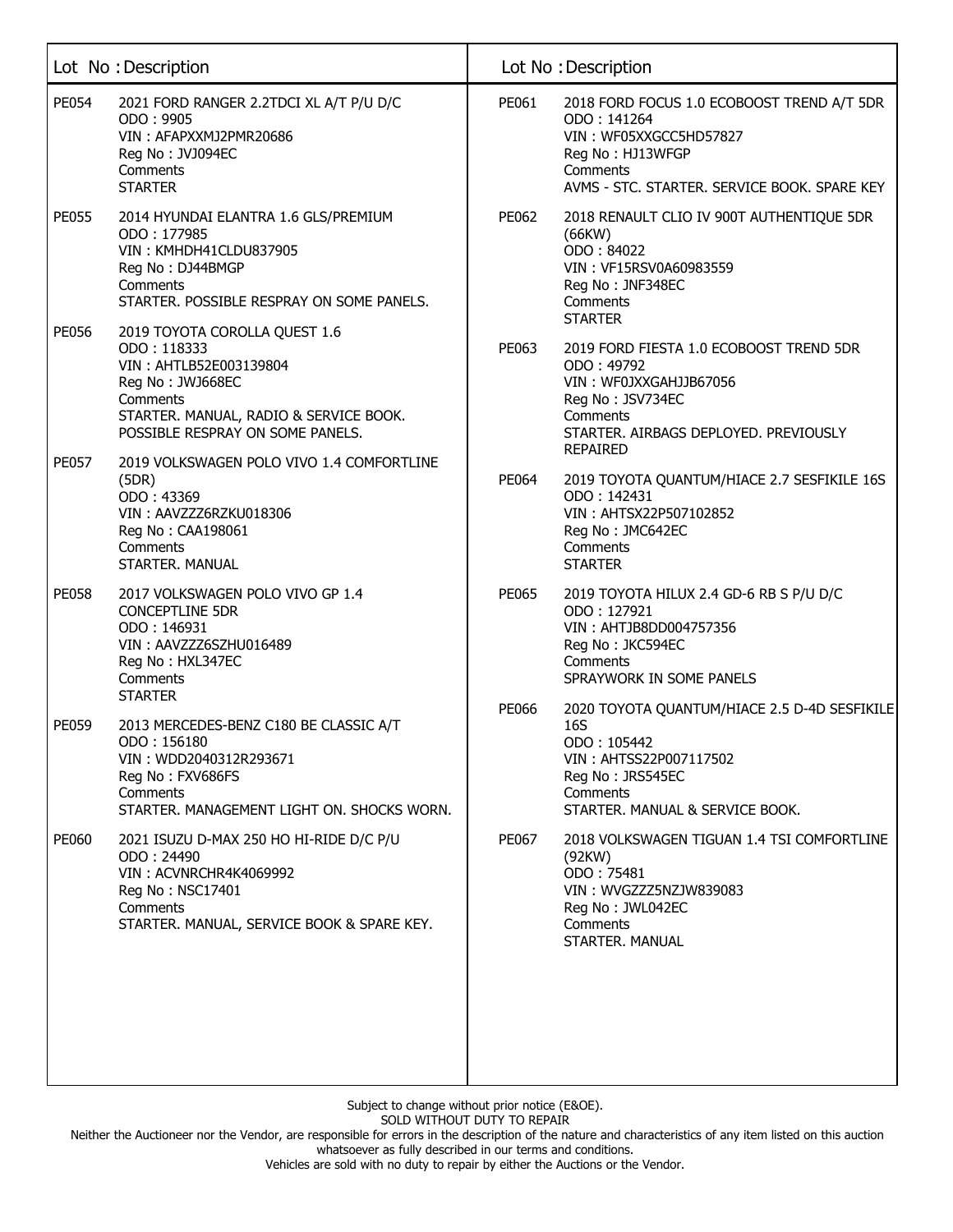| Lot No | Description |
| --- | --- |
| PE054 | 2021 FORD RANGER 2.2TDCI XL A/T P/U D/C<br>ODO : 9905<br>VIN : AFAPXXMJ2PMR20686<br>Reg No : JVJ094EC<br>Comments<br>STARTER |
| PE055 | 2014 HYUNDAI ELANTRA 1.6 GLS/PREMIUM<br>ODO : 177985<br>VIN : KMHDH41CLDU837905<br>Reg No : DJ44BMGP<br>Comments<br>STARTER. POSSIBLE RESPRAY ON SOME PANELS. |
| PE056 | 2019 TOYOTA COROLLA QUEST 1.6<br>ODO : 118333<br>VIN : AHTLB52E003139804<br>Reg No : JWJ668EC<br>Comments<br>STARTER. MANUAL, RADIO & SERVICE BOOK. POSSIBLE RESPRAY ON SOME PANELS. |
| PE057 | 2019 VOLKSWAGEN POLO VIVO 1.4 COMFORTLINE (5DR)<br>ODO : 43369<br>VIN : AAVZZZ6RZKU018306<br>Reg No : CAA198061<br>Comments<br>STARTER. MANUAL |
| PE058 | 2017 VOLKSWAGEN POLO VIVO GP 1.4 CONCEPTLINE 5DR<br>ODO : 146931<br>VIN : AAVZZZ6SZHU016489<br>Reg No : HXL347EC<br>Comments<br>STARTER |
| PE059 | 2013 MERCEDES-BENZ C180 BE CLASSIC A/T<br>ODO : 156180<br>VIN : WDD2040312R293671<br>Reg No : FXV686FS<br>Comments<br>STARTER. MANAGEMENT LIGHT ON. SHOCKS WORN. |
| PE060 | 2021 ISUZU D-MAX 250 HO HI-RIDE D/C P/U<br>ODO : 24490<br>VIN : ACVNRCHR4K4069992<br>Reg No : NSC17401<br>Comments<br>STARTER. MANUAL, SERVICE BOOK & SPARE KEY. |
| PE061 | 2018 FORD FOCUS 1.0 ECOBOOST TREND A/T 5DR<br>ODO : 141264<br>VIN : WF05XXGCC5HD57827<br>Reg No : HJ13WFGP<br>Comments<br>AVMS - STC. STARTER. SERVICE BOOK. SPARE KEY |
| PE062 | 2018 RENAULT CLIO IV 900T AUTHENTIQUE 5DR (66KW)<br>ODO : 84022<br>VIN : VF15RSV0A60983559<br>Reg No : JNF348EC<br>Comments<br>STARTER |
| PE063 | 2019 FORD FIESTA 1.0 ECOBOOST TREND 5DR<br>ODO : 49792<br>VIN : WF0JXXGAHJJB67056<br>Reg No : JSV734EC<br>Comments<br>STARTER. AIRBAGS DEPLOYED. PREVIOUSLY REPAIRED |
| PE064 | 2019 TOYOTA QUANTUM/HIACE 2.7 SESFIKILE 16S<br>ODO : 142431<br>VIN : AHTSX22P507102852<br>Reg No : JMC642EC<br>Comments<br>STARTER |
| PE065 | 2019 TOYOTA HILUX 2.4 GD-6 RB S P/U D/C<br>ODO : 127921<br>VIN : AHTJB8DD004757356<br>Reg No : JKC594EC<br>Comments<br>SPRAYWORK IN SOME PANELS |
| PE066 | 2020 TOYOTA QUANTUM/HIACE 2.5 D-4D SESFIKILE 16S<br>ODO : 105442<br>VIN : AHTSS22P007117502<br>Reg No : JRS545EC<br>Comments<br>STARTER. MANUAL & SERVICE BOOK. |
| PE067 | 2018 VOLKSWAGEN TIGUAN 1.4 TSI COMFORTLINE (92KW)<br>ODO : 75481<br>VIN : WVGZZZ5NZJW839083<br>Reg No : JWL042EC<br>Comments<br>STARTER. MANUAL |

Subject to change without prior notice (E&OE).
SOLD WITHOUT DUTY TO REPAIR
Neither the Auctioneer nor the Vendor, are responsible for errors in the description of the nature and characteristics of any item listed on this auction whatsoever as fully described in our terms and conditions.
Vehicles are sold with no duty to repair by either the Auctions or the Vendor.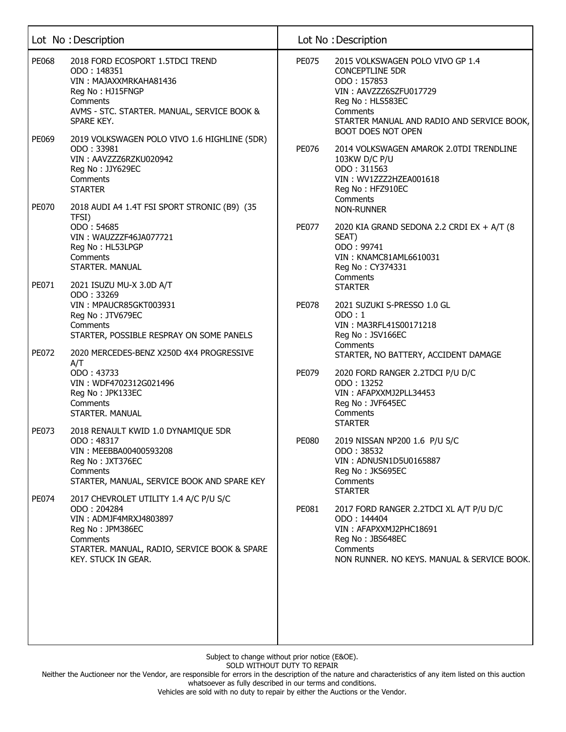| Lot No | Description |
|---|---|
| PE068 | 2018 FORD ECOSPORT 1.5TDCI TREND<br>ODO : 148351<br>VIN : MAJAXXMRKAHA81436<br>Reg No : HJ15FNGP<br>Comments<br>AVMS - STC. STARTER. MANUAL, SERVICE BOOK & SPARE KEY. |
| PE069 | 2019 VOLKSWAGEN POLO VIVO 1.6 HIGHLINE (5DR)<br>ODO : 33981<br>VIN : AAVZZZ6RZKU020942<br>Reg No : JJY629EC<br>Comments<br>STARTER |
| PE070 | 2018 AUDI A4 1.4T FSI SPORT STRONIC (B9) (35 TFSI)<br>ODO : 54685<br>VIN : WAUZZZF46JA077721<br>Reg No : HL53LPGP<br>Comments<br>STARTER. MANUAL |
| PE071 | 2021 ISUZU MU-X 3.0D A/T<br>ODO : 33269<br>VIN : MPAUCR85GKT003931<br>Reg No : JTV679EC<br>Comments<br>STARTER, POSSIBLE RESPRAY ON SOME PANELS |
| PE072 | 2020 MERCEDES-BENZ X250D 4X4 PROGRESSIVE A/T<br>ODO : 43733<br>VIN : WDF4702312G021496<br>Reg No : JPK133EC<br>Comments<br>STARTER. MANUAL |
| PE073 | 2018 RENAULT KWID 1.0 DYNAMIQUE 5DR<br>ODO : 48317<br>VIN : MEEBBA00400593208<br>Reg No : JXT376EC<br>Comments<br>STARTER, MANUAL, SERVICE BOOK AND SPARE KEY |
| PE074 | 2017 CHEVROLET UTILITY 1.4 A/C P/U S/C<br>ODO : 204284<br>VIN : ADMJF4MRXJ4803897<br>Reg No : JPM386EC<br>Comments<br>STARTER. MANUAL, RADIO, SERVICE BOOK & SPARE KEY. STUCK IN GEAR. |
| PE075 | 2015 VOLKSWAGEN POLO VIVO GP 1.4 CONCEPTLINE 5DR<br>ODO : 157853<br>VIN : AAVZZZ6SZFU017729<br>Reg No : HLS583EC<br>Comments<br>STARTER MANUAL AND RADIO AND SERVICE BOOK, BOOT DOES NOT OPEN |
| PE076 | 2014 VOLKSWAGEN AMAROK 2.0TDI TRENDLINE 103KW D/C P/U<br>ODO : 311563<br>VIN : WV1ZZZ2HZEA001618<br>Reg No : HFZ910EC<br>Comments<br>NON-RUNNER |
| PE077 | 2020 KIA GRAND SEDONA 2.2 CRDI EX + A/T (8 SEAT)<br>ODO : 99741<br>VIN : KNAMC81AML6610031<br>Reg No : CY374331<br>Comments<br>STARTER |
| PE078 | 2021 SUZUKI S-PRESSO 1.0 GL<br>ODO : 1<br>VIN : MA3RFL41S00171218<br>Reg No : JSV166EC<br>Comments<br>STARTER, NO BATTERY, ACCIDENT DAMAGE |
| PE079 | 2020 FORD RANGER 2.2TDCI P/U D/C<br>ODO : 13252<br>VIN : AFAPXXMJ2PLL34453<br>Reg No : JVF645EC<br>Comments<br>STARTER |
| PE080 | 2019 NISSAN NP200 1.6 P/U S/C<br>ODO : 38532<br>VIN : ADNUSN1D5U0165887<br>Reg No : JKS695EC<br>Comments<br>STARTER |
| PE081 | 2017 FORD RANGER 2.2TDCI XL A/T P/U D/C<br>ODO : 144404<br>VIN : AFAPXXMJ2PHC18691<br>Reg No : JBS648EC<br>Comments<br>NON RUNNER. NO KEYS. MANUAL & SERVICE BOOK. |

Subject to change without prior notice (E&OE).
SOLD WITHOUT DUTY TO REPAIR
Neither the Auctioneer nor the Vendor, are responsible for errors in the description of the nature and characteristics of any item listed on this auction whatsoever as fully described in our terms and conditions.
Vehicles are sold with no duty to repair by either the Auctions or the Vendor.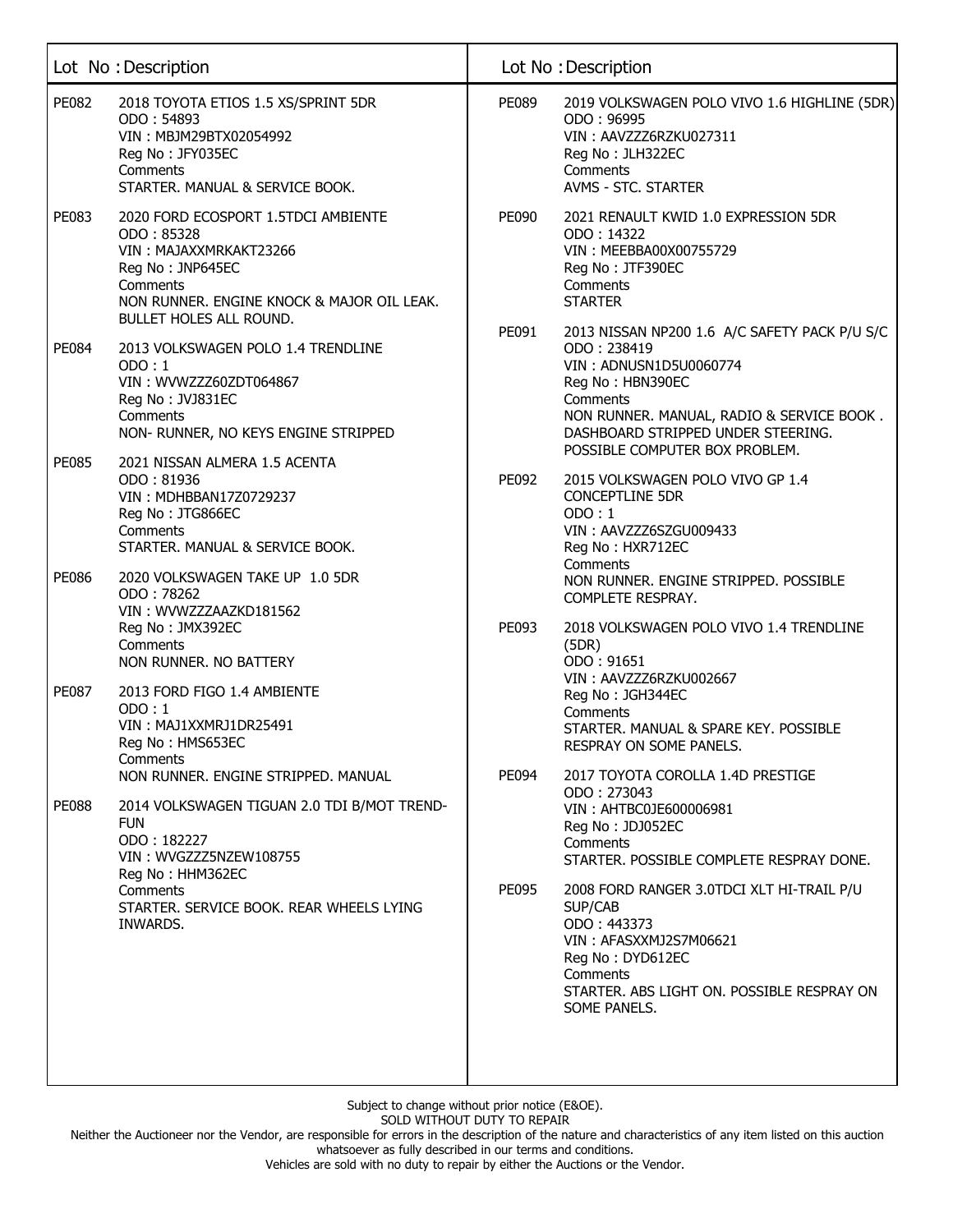| Lot No | Description |
| --- | --- |
| PE082 | 2018 TOYOTA ETIOS 1.5 XS/SPRINT 5DR<br>ODO : 54893<br>VIN : MBJM29BTX02054992<br>Reg No : JFY035EC<br>Comments<br>STARTER. MANUAL & SERVICE BOOK. |
| PE083 | 2020 FORD ECOSPORT 1.5TDCI AMBIENTE<br>ODO : 85328<br>VIN : MAJAXXMRKAKT23266<br>Reg No : JNP645EC<br>Comments<br>NON RUNNER. ENGINE KNOCK & MAJOR OIL LEAK. BULLET HOLES ALL ROUND. |
| PE084 | 2013 VOLKSWAGEN POLO 1.4 TRENDLINE<br>ODO : 1<br>VIN : WVWZZZ60ZDT064867<br>Reg No : JVJ831EC<br>Comments<br>NON- RUNNER, NO KEYS ENGINE STRIPPED |
| PE085 | 2021 NISSAN ALMERA 1.5 ACENTA<br>ODO : 81936<br>VIN : MDHBBAN17Z0729237<br>Reg No : JTG866EC<br>Comments<br>STARTER. MANUAL & SERVICE BOOK. |
| PE086 | 2020 VOLKSWAGEN TAKE UP 1.0 5DR<br>ODO : 78262<br>VIN : WVWZZZAAZKD181562<br>Reg No : JMX392EC<br>Comments<br>NON RUNNER. NO BATTERY |
| PE087 | 2013 FORD FIGO 1.4 AMBIENTE<br>ODO : 1<br>VIN : MAJ1XXMRJ1DR25491<br>Reg No : HMS653EC<br>Comments<br>NON RUNNER. ENGINE STRIPPED. MANUAL |
| PE088 | 2014 VOLKSWAGEN TIGUAN 2.0 TDI B/MOT TREND-FUN<br>ODO : 182227<br>VIN : WVGZZZ5NZEW108755<br>Reg No : HHM362EC<br>Comments<br>STARTER. SERVICE BOOK. REAR WHEELS LYING INWARDS. |
| PE089 | 2019 VOLKSWAGEN POLO VIVO 1.6 HIGHLINE (5DR)<br>ODO : 96995<br>VIN : AAVZZZ6RZKU027311<br>Reg No : JLH322EC<br>Comments<br>AVMS - STC. STARTER |
| PE090 | 2021 RENAULT KWID 1.0 EXPRESSION 5DR<br>ODO : 14322<br>VIN : MEEBBA00X00755729<br>Reg No : JTF390EC<br>Comments<br>STARTER |
| PE091 | 2013 NISSAN NP200 1.6 A/C SAFETY PACK P/U S/C<br>ODO : 238419<br>VIN : ADNUSN1D5U0060774<br>Reg No : HBN390EC<br>Comments<br>NON RUNNER. MANUAL, RADIO & SERVICE BOOK . DASHBOARD STRIPPED UNDER STEERING. POSSIBLE COMPUTER BOX PROBLEM. |
| PE092 | 2015 VOLKSWAGEN POLO VIVO GP 1.4 CONCEPTLINE 5DR<br>ODO : 1<br>VIN : AAVZZZ6SZGU009433<br>Reg No : HXR712EC<br>Comments<br>NON RUNNER. ENGINE STRIPPED. POSSIBLE COMPLETE RESPRAY. |
| PE093 | 2018 VOLKSWAGEN POLO VIVO 1.4 TRENDLINE (5DR)<br>ODO : 91651<br>VIN : AAVZZZ6RZKU002667<br>Reg No : JGH344EC<br>Comments<br>STARTER. MANUAL & SPARE KEY. POSSIBLE RESPRAY ON SOME PANELS. |
| PE094 | 2017 TOYOTA COROLLA 1.4D PRESTIGE<br>ODO : 273043<br>VIN : AHTBC0JE600006981<br>Reg No : JDJ052EC<br>Comments<br>STARTER. POSSIBLE COMPLETE RESPRAY DONE. |
| PE095 | 2008 FORD RANGER 3.0TDCI XLT HI-TRAIL P/U SUP/CAB<br>ODO : 443373<br>VIN : AFASXXMJ2S7M06621<br>Reg No : DYD612EC<br>Comments<br>STARTER. ABS LIGHT ON. POSSIBLE RESPRAY ON SOME PANELS. |

Subject to change without prior notice (E&OE).
SOLD WITHOUT DUTY TO REPAIR
Neither the Auctioneer nor the Vendor, are responsible for errors in the description of the nature and characteristics of any item listed on this auction whatsoever as fully described in our terms and conditions.
Vehicles are sold with no duty to repair by either the Auctions or the Vendor.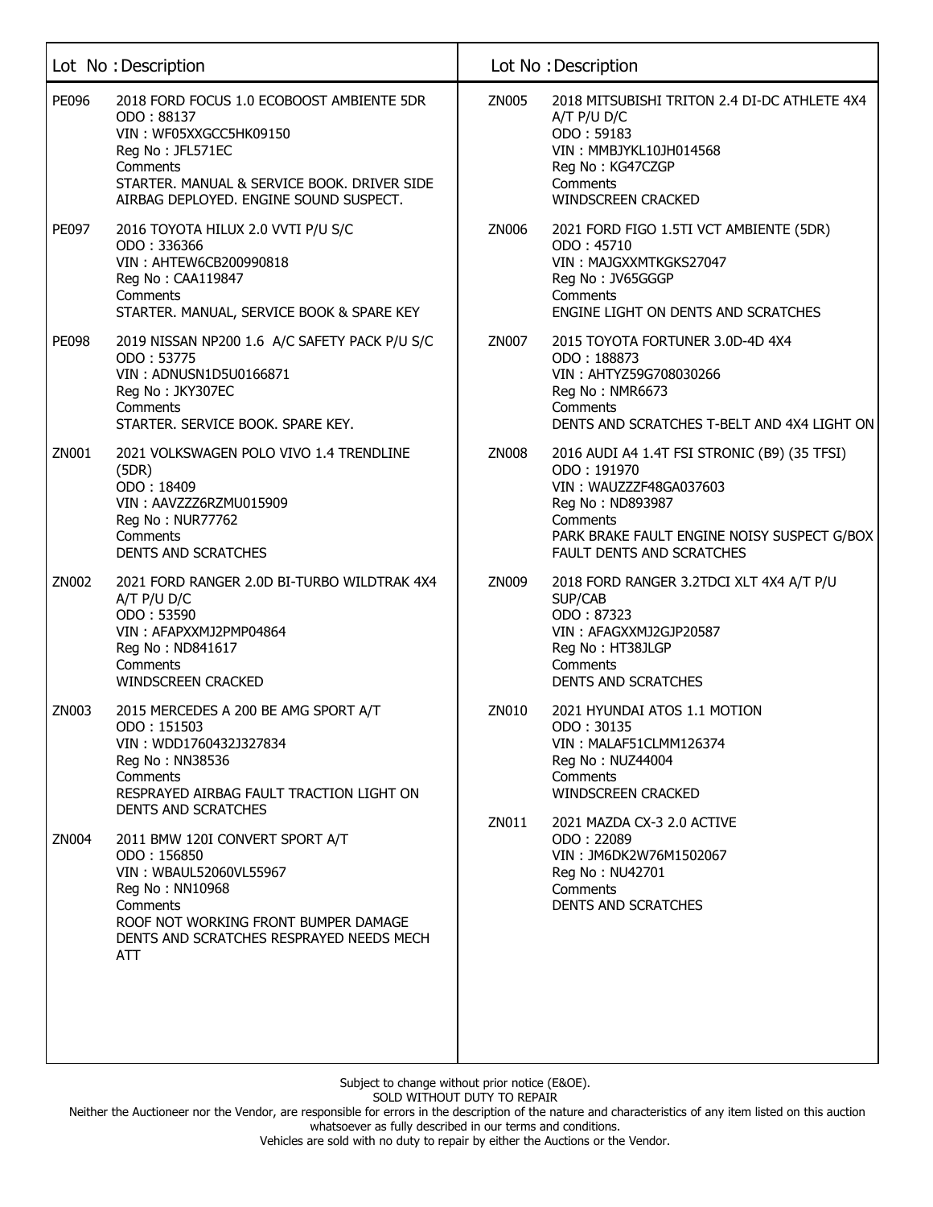| Lot No | Description |
| --- | --- |
| PE096 | 2018 FORD FOCUS 1.0 ECOBOOST AMBIENTE 5DR<br>ODO : 88137<br>VIN : WF05XXGCC5HK09150<br>Reg No : JFL571EC<br>Comments<br>STARTER. MANUAL & SERVICE BOOK. DRIVER SIDE AIRBAG DEPLOYED. ENGINE SOUND SUSPECT. |
| PE097 | 2016 TOYOTA HILUX 2.0 VVTI P/U S/C<br>ODO : 336366<br>VIN : AHTEW6CB200990818<br>Reg No : CAA119847<br>Comments<br>STARTER. MANUAL, SERVICE BOOK & SPARE KEY |
| PE098 | 2019 NISSAN NP200 1.6 A/C SAFETY PACK P/U S/C<br>ODO : 53775<br>VIN : ADNUSN1D5U0166871<br>Reg No : JKY307EC<br>Comments<br>STARTER. SERVICE BOOK. SPARE KEY. |
| ZN001 | 2021 VOLKSWAGEN POLO VIVO 1.4 TRENDLINE (5DR)<br>ODO : 18409<br>VIN : AAVZZZ6RZMU015909<br>Reg No : NUR77762<br>Comments<br>DENTS AND SCRATCHES |
| ZN002 | 2021 FORD RANGER 2.0D BI-TURBO WILDTRAK 4X4 A/T P/U D/C<br>ODO : 53590<br>VIN : AFAPXXMJ2PMP04864<br>Reg No : ND841617<br>Comments<br>WINDSCREEN CRACKED |
| ZN003 | 2015 MERCEDES A 200 BE AMG SPORT A/T<br>ODO : 151503<br>VIN : WDD1760432J327834<br>Reg No : NN38536<br>Comments<br>RESPRAYED AIRBAG FAULT TRACTION LIGHT ON DENTS AND SCRATCHES |
| ZN004 | 2011 BMW 120I CONVERT SPORT A/T<br>ODO : 156850<br>VIN : WBAUL52060VL55967<br>Reg No : NN10968<br>Comments<br>ROOF NOT WORKING FRONT BUMPER DAMAGE DENTS AND SCRATCHES RESPRAYED NEEDS MECH ATT |
| ZN005 | 2018 MITSUBISHI TRITON 2.4 DI-DC ATHLETE 4X4 A/T P/U D/C<br>ODO : 59183<br>VIN : MMBJYKL10JH014568<br>Reg No : KG47CZGP<br>Comments<br>WINDSCREEN CRACKED |
| ZN006 | 2021 FORD FIGO 1.5TI VCT AMBIENTE (5DR)<br>ODO : 45710<br>VIN : MAJGXXMTKGKS27047<br>Reg No : JV65GGGP<br>Comments<br>ENGINE LIGHT ON DENTS AND SCRATCHES |
| ZN007 | 2015 TOYOTA FORTUNER 3.0D-4D 4X4<br>ODO : 188873<br>VIN : AHTYZ59G708030266<br>Reg No : NMR6673<br>Comments<br>DENTS AND SCRATCHES T-BELT AND 4X4 LIGHT ON |
| ZN008 | 2016 AUDI A4 1.4T FSI STRONIC (B9) (35 TFSI)<br>ODO : 191970<br>VIN : WAUZZZF48GA037603<br>Reg No : ND893987<br>Comments<br>PARK BRAKE FAULT ENGINE NOISY SUSPECT G/BOX FAULT DENTS AND SCRATCHES |
| ZN009 | 2018 FORD RANGER 3.2TDCI XLT 4X4 A/T P/U SUP/CAB<br>ODO : 87323<br>VIN : AFAGXXMJ2GJP20587<br>Reg No : HT38JLGP<br>Comments<br>DENTS AND SCRATCHES |
| ZN010 | 2021 HYUNDAI ATOS 1.1 MOTION<br>ODO : 30135<br>VIN : MALAF51CLMM126374<br>Reg No : NUZ44004<br>Comments<br>WINDSCREEN CRACKED |
| ZN011 | 2021 MAZDA CX-3 2.0 ACTIVE<br>ODO : 22089<br>VIN : JM6DK2W76M1502067<br>Reg No : NU42701<br>Comments<br>DENTS AND SCRATCHES |

Subject to change without prior notice (E&OE).
SOLD WITHOUT DUTY TO REPAIR
Neither the Auctioneer nor the Vendor, are responsible for errors in the description of the nature and characteristics of any item listed on this auction whatsoever as fully described in our terms and conditions.
Vehicles are sold with no duty to repair by either the Auctions or the Vendor.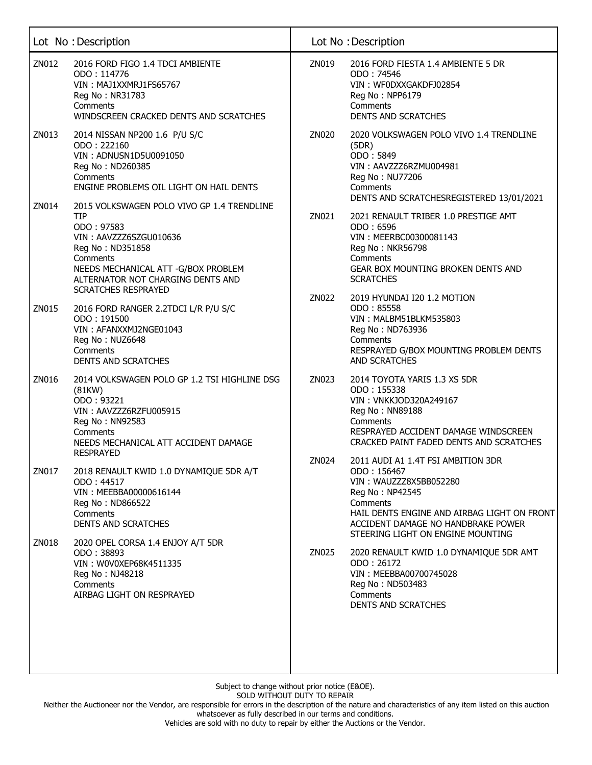| Lot No | Description |
|---|---|
| ZN012 | 2016 FORD FIGO 1.4 TDCI AMBIENTE<br>ODO : 114776<br>VIN : MAJ1XXMRJ1FS65767<br>Reg No : NR31783<br>Comments<br>WINDSCREEN CRACKED DENTS AND SCRATCHES |
| ZN013 | 2014 NISSAN NP200 1.6 P/U S/C<br>ODO : 222160<br>VIN : ADNUSN1D5U0091050<br>Reg No : ND260385<br>Comments<br>ENGINE PROBLEMS OIL LIGHT ON HAIL DENTS |
| ZN014 | 2015 VOLKSWAGEN POLO VIVO GP 1.4 TRENDLINE TIP<br>ODO : 97583<br>VIN : AAVZZZ6SZGU010636<br>Reg No : ND351858<br>Comments<br>NEEDS MECHANICAL ATT -G/BOX PROBLEM ALTERNATOR NOT CHARGING DENTS AND SCRATCHES RESPRAYED |
| ZN015 | 2016 FORD RANGER 2.2TDCI L/R P/U S/C<br>ODO : 191500<br>VIN : AFANXXMJ2NGE01043<br>Reg No : NUZ6648<br>Comments<br>DENTS AND SCRATCHES |
| ZN016 | 2014 VOLKSWAGEN POLO GP 1.2 TSI HIGHLINE DSG (81KW)<br>ODO : 93221<br>VIN : AAVZZZ6RZFU005915<br>Reg No : NN92583<br>Comments<br>NEEDS MECHANICAL ATT ACCIDENT DAMAGE RESPRAYED |
| ZN017 | 2018 RENAULT KWID 1.0 DYNAMIQUE 5DR A/T<br>ODO : 44517<br>VIN : MEEBBA00000616144<br>Reg No : ND866522<br>Comments<br>DENTS AND SCRATCHES |
| ZN018 | 2020 OPEL CORSA 1.4 ENJOY A/T 5DR<br>ODO : 38893<br>VIN : W0V0XEP68K4511335<br>Reg No : NJ48218<br>Comments<br>AIRBAG LIGHT ON RESPRAYED |
| ZN019 | 2016 FORD FIESTA 1.4 AMBIENTE 5 DR<br>ODO : 74546<br>VIN : WF0DXXGAKDFJ02854<br>Reg No : NPP6179<br>Comments<br>DENTS AND SCRATCHES |
| ZN020 | 2020 VOLKSWAGEN POLO VIVO 1.4 TRENDLINE (5DR)<br>ODO : 5849<br>VIN : AAVZZZ6RZMU004981<br>Reg No : NU77206<br>Comments<br>DENTS AND SCRATCHESREGISTERED 13/01/2021 |
| ZN021 | 2021 RENAULT TRIBER 1.0 PRESTIGE AMT<br>ODO : 6596<br>VIN : MEERBC00300081143<br>Reg No : NKR56798<br>Comments<br>GEAR BOX MOUNTING BROKEN DENTS AND SCRATCHES |
| ZN022 | 2019 HYUNDAI I20 1.2 MOTION<br>ODO : 85558<br>VIN : MALBM51BLKM535803<br>Reg No : ND763936<br>Comments<br>RESPRAYED G/BOX MOUNTING PROBLEM DENTS AND SCRATCHES |
| ZN023 | 2014 TOYOTA YARIS 1.3 XS 5DR<br>ODO : 155338<br>VIN : VNKKJOD320A249167<br>Reg No : NN89188<br>Comments<br>RESPRAYED ACCIDENT DAMAGE WINDSCREEN CRACKED PAINT FADED DENTS AND SCRATCHES |
| ZN024 | 2011 AUDI A1 1.4T FSI AMBITION 3DR<br>ODO : 156467<br>VIN : WAUZZZ8X5BB052280<br>Reg No : NP42545<br>Comments<br>HAIL DENTS ENGINE AND AIRBAG LIGHT ON FRONT ACCIDENT DAMAGE NO HANDBRAKE POWER STEERING LIGHT ON ENGINE MOUNTING |
| ZN025 | 2020 RENAULT KWID 1.0 DYNAMIQUE 5DR AMT<br>ODO : 26172<br>VIN : MEEBBA00700745028<br>Reg No : ND503483<br>Comments<br>DENTS AND SCRATCHES |

Subject to change without prior notice (E&OE).
SOLD WITHOUT DUTY TO REPAIR
Neither the Auctioneer nor the Vendor, are responsible for errors in the description of the nature and characteristics of any item listed on this auction whatsoever as fully described in our terms and conditions.
Vehicles are sold with no duty to repair by either the Auctions or the Vendor.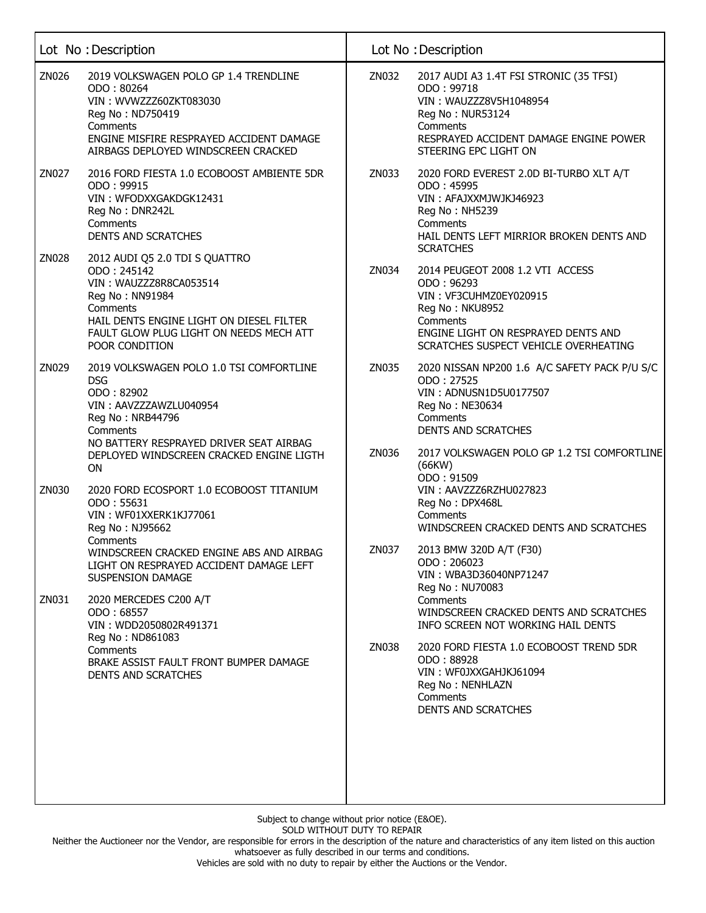| Lot No | Description |
|---|---|
| ZN026 | 2019 VOLKSWAGEN POLO GP 1.4 TRENDLINE<br>ODO : 80264<br>VIN : WVWZZZ60ZKT083030<br>Reg No : ND750419<br>Comments<br>ENGINE MISFIRE RESPRAYED ACCIDENT DAMAGE AIRBAGS DEPLOYED WINDSCREEN CRACKED |
| ZN027 | 2016 FORD FIESTA 1.0 ECOBOOST AMBIENTE 5DR<br>ODO : 99915<br>VIN : WFODXXGAKDGK12431<br>Reg No : DNR242L<br>Comments<br>DENTS AND SCRATCHES |
| ZN028 | 2012 AUDI Q5 2.0 TDI S QUATTRO<br>ODO : 245142<br>VIN : WAUZZZ8R8CA053514<br>Reg No : NN91984<br>Comments<br>HAIL DENTS ENGINE LIGHT ON DIESEL FILTER FAULT GLOW PLUG LIGHT ON NEEDS MECH ATT POOR CONDITION |
| ZN029 | 2019 VOLKSWAGEN POLO 1.0 TSI COMFORTLINE DSG<br>ODO : 82902<br>VIN : AAVZZZAWZLU040954<br>Reg No : NRB44796<br>Comments<br>NO BATTERY RESPRAYED DRIVER SEAT AIRBAG DEPLOYED WINDSCREEN CRACKED ENGINE LIGTH ON |
| ZN030 | 2020 FORD ECOSPORT 1.0 ECOBOOST TITANIUM<br>ODO : 55631<br>VIN : WF01XXERK1KJ77061<br>Reg No : NJ95662<br>Comments<br>WINDSCREEN CRACKED ENGINE ABS AND AIRBAG LIGHT ON RESPRAYED ACCIDENT DAMAGE LEFT SUSPENSION DAMAGE |
| ZN031 | 2020 MERCEDES C200 A/T<br>ODO : 68557<br>VIN : WDD2050802R491371<br>Reg No : ND861083<br>Comments<br>BRAKE ASSIST FAULT FRONT BUMPER DAMAGE DENTS AND SCRATCHES |
| ZN032 | 2017 AUDI A3 1.4T FSI STRONIC (35 TFSI)<br>ODO : 99718<br>VIN : WAUZZZ8V5H1048954<br>Reg No : NUR53124<br>Comments<br>RESPRAYED ACCIDENT DAMAGE ENGINE POWER STEERING EPC LIGHT ON |
| ZN033 | 2020 FORD EVEREST 2.0D BI-TURBO XLT A/T<br>ODO : 45995<br>VIN : AFAJXXMJWJKJ46923<br>Reg No : NH5239<br>Comments<br>HAIL DENTS LEFT MIRRIOR BROKEN DENTS AND SCRATCHES |
| ZN034 | 2014 PEUGEOT 2008 1.2 VTI ACCESS<br>ODO : 96293<br>VIN : VF3CUHMZ0EY020915<br>Reg No : NKU8952<br>Comments<br>ENGINE LIGHT ON RESPRAYED DENTS AND SCRATCHES SUSPECT VEHICLE OVERHEATING |
| ZN035 | 2020 NISSAN NP200 1.6 A/C SAFETY PACK P/U S/C<br>ODO : 27525<br>VIN : ADNUSN1D5U0177507<br>Reg No : NE30634<br>Comments<br>DENTS AND SCRATCHES |
| ZN036 | 2017 VOLKSWAGEN POLO GP 1.2 TSI COMFORTLINE (66KW)<br>ODO : 91509<br>VIN : AAVZZZ6RZHU027823<br>Reg No : DPX468L<br>Comments<br>WINDSCREEN CRACKED DENTS AND SCRATCHES |
| ZN037 | 2013 BMW 320D A/T (F30)<br>ODO : 206023<br>VIN : WBA3D36040NP71247<br>Reg No : NU70083<br>Comments<br>WINDSCREEN CRACKED DENTS AND SCRATCHES INFO SCREEN NOT WORKING HAIL DENTS |
| ZN038 | 2020 FORD FIESTA 1.0 ECOBOOST TREND 5DR<br>ODO : 88928<br>VIN : WF0JXXGAHJKJ61094<br>Reg No : NENHLAZN<br>Comments<br>DENTS AND SCRATCHES |

Subject to change without prior notice (E&OE).
SOLD WITHOUT DUTY TO REPAIR
Neither the Auctioneer nor the Vendor, are responsible for errors in the description of the nature and characteristics of any item listed on this auction whatsoever as fully described in our terms and conditions.
Vehicles are sold with no duty to repair by either the Auctions or the Vendor.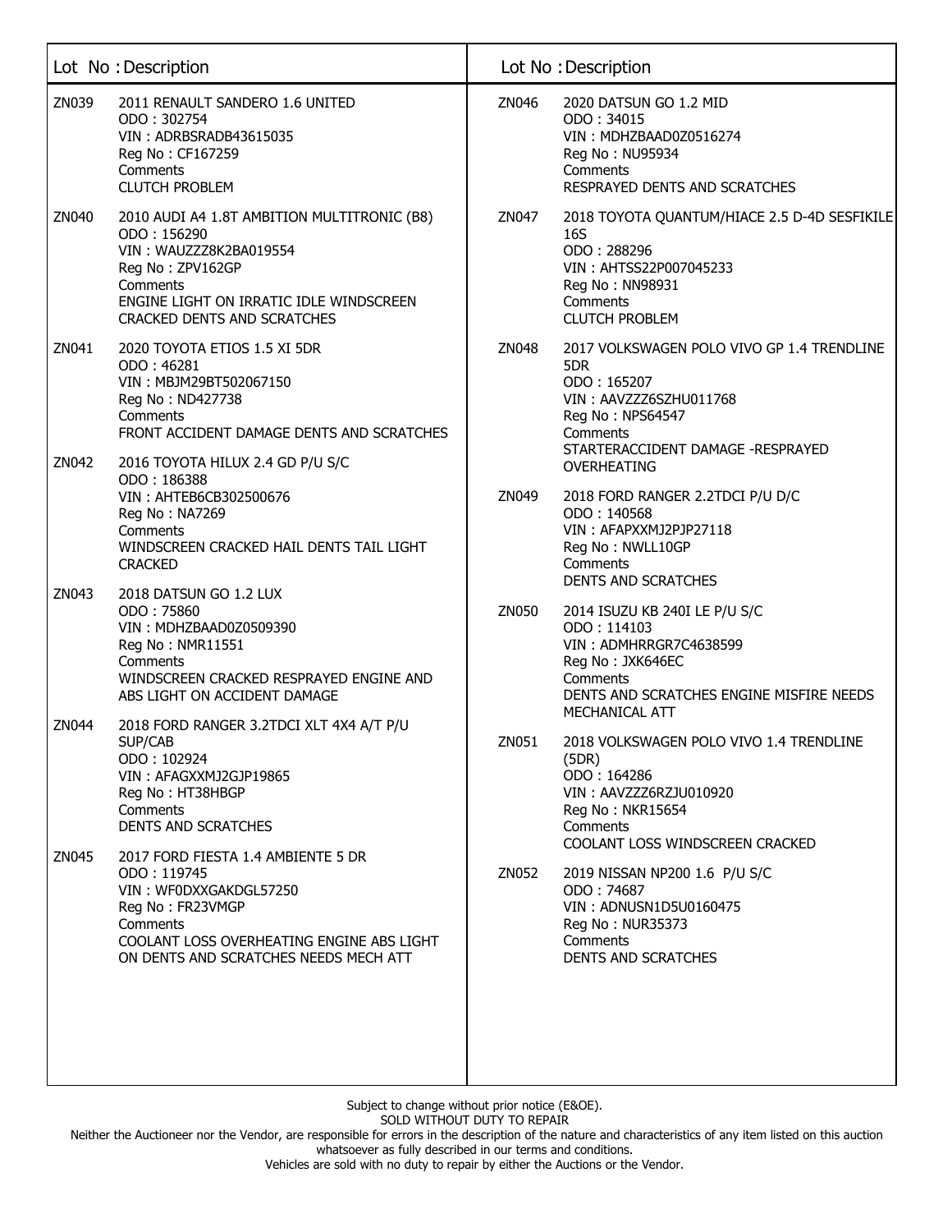| Lot No | Description |
|---|---|
| ZN039 | 2011 RENAULT SANDERO 1.6 UNITED<br>ODO : 302754<br>VIN : ADRBSRADB43615035<br>Reg No : CF167259<br>Comments<br>CLUTCH PROBLEM |
| ZN040 | 2010 AUDI A4 1.8T AMBITION MULTITRONIC (B8)<br>ODO : 156290<br>VIN : WAUZZZ8K2BA019554<br>Reg No : ZPV162GP<br>Comments<br>ENGINE LIGHT ON IRRATIC IDLE WINDSCREEN CRACKED DENTS AND SCRATCHES |
| ZN041 | 2020 TOYOTA ETIOS 1.5 XI 5DR<br>ODO : 46281<br>VIN : MBJM29BT502067150<br>Reg No : ND427738<br>Comments<br>FRONT ACCIDENT DAMAGE DENTS AND SCRATCHES |
| ZN042 | 2016 TOYOTA HILUX 2.4 GD P/U S/C<br>ODO : 186388<br>VIN : AHTEB6CB302500676<br>Reg No : NA7269<br>Comments<br>WINDSCREEN CRACKED HAIL DENTS TAIL LIGHT CRACKED |
| ZN043 | 2018 DATSUN GO 1.2 LUX<br>ODO : 75860<br>VIN : MDHZBAAD0Z0509390<br>Reg No : NMR11551<br>Comments<br>WINDSCREEN CRACKED RESPRAYED ENGINE AND ABS LIGHT ON ACCIDENT DAMAGE |
| ZN044 | 2018 FORD RANGER 3.2TDCI XLT 4X4 A/T P/U SUP/CAB<br>ODO : 102924<br>VIN : AFAGXXMJ2GJP19865<br>Reg No : HT38HBGP<br>Comments<br>DENTS AND SCRATCHES |
| ZN045 | 2017 FORD FIESTA 1.4 AMBIENTE 5 DR<br>ODO : 119745<br>VIN : WF0DXXGAKDGL57250<br>Reg No : FR23VMGP<br>Comments<br>COOLANT LOSS OVERHEATING ENGINE ABS LIGHT ON DENTS AND SCRATCHES NEEDS MECH ATT |
| ZN046 | 2020 DATSUN GO 1.2 MID<br>ODO : 34015<br>VIN : MDHZBAAD0Z0516274<br>Reg No : NU95934<br>Comments<br>RESPRAYED DENTS AND SCRATCHES |
| ZN047 | 2018 TOYOTA QUANTUM/HIACE 2.5 D-4D SESFIKILE 16S<br>ODO : 288296<br>VIN : AHTSS22P007045233<br>Reg No : NN98931<br>Comments<br>CLUTCH PROBLEM |
| ZN048 | 2017 VOLKSWAGEN POLO VIVO GP 1.4 TRENDLINE 5DR<br>ODO : 165207<br>VIN : AAVZZZ6SZHU011768<br>Reg No : NPS64547<br>Comments<br>STARTERACCIDENT DAMAGE -RESPRAYED OVERHEATING |
| ZN049 | 2018 FORD RANGER 2.2TDCI P/U D/C<br>ODO : 140568<br>VIN : AFAPXXMJ2PJP27118<br>Reg No : NWLL10GP<br>Comments<br>DENTS AND SCRATCHES |
| ZN050 | 2014 ISUZU KB 240I LE P/U S/C<br>ODO : 114103<br>VIN : ADMHRRGR7C4638599<br>Reg No : JXK646EC<br>Comments<br>DENTS AND SCRATCHES ENGINE MISFIRE NEEDS MECHANICAL ATT |
| ZN051 | 2018 VOLKSWAGEN POLO VIVO 1.4 TRENDLINE (5DR)<br>ODO : 164286<br>VIN : AAVZZZ6RZJU010920<br>Reg No : NKR15654<br>Comments<br>COOLANT LOSS WINDSCREEN CRACKED |
| ZN052 | 2019 NISSAN NP200 1.6 P/U S/C<br>ODO : 74687<br>VIN : ADNUSN1D5U0160475<br>Reg No : NUR35373<br>Comments<br>DENTS AND SCRATCHES |

Subject to change without prior notice (E&OE).
SOLD WITHOUT DUTY TO REPAIR
Neither the Auctioneer nor the Vendor, are responsible for errors in the description of the nature and characteristics of any item listed on this auction whatsoever as fully described in our terms and conditions.
Vehicles are sold with no duty to repair by either the Auctions or the Vendor.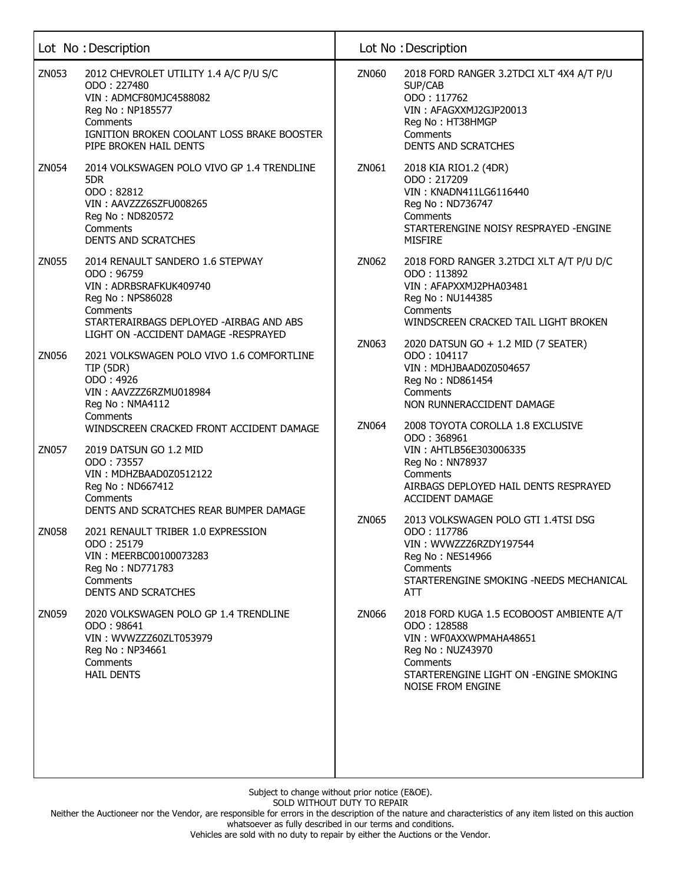| Lot No | Description |
|---|---|
| ZN053 | 2012 CHEVROLET UTILITY 1.4 A/C P/U S/C<br>ODO : 227480<br>VIN : ADMCF80MJC4588082<br>Reg No : NP185577<br>Comments<br>IGNITION BROKEN COOLANT LOSS BRAKE BOOSTER PIPE BROKEN HAIL DENTS |
| ZN054 | 2014 VOLKSWAGEN POLO VIVO GP 1.4 TRENDLINE 5DR<br>ODO : 82812<br>VIN : AAVZZZ6SZFU008265<br>Reg No : ND820572<br>Comments<br>DENTS AND SCRATCHES |
| ZN055 | 2014 RENAULT SANDERO 1.6 STEPWAY<br>ODO : 96759<br>VIN : ADRBSRAFKUK409740<br>Reg No : NPS86028<br>Comments<br>STARTERAIRBAGS DEPLOYED -AIRBAG AND ABS LIGHT ON -ACCIDENT DAMAGE -RESPRAYED |
| ZN056 | 2021 VOLKSWAGEN POLO VIVO 1.6 COMFORTLINE TIP (5DR)<br>ODO : 4926<br>VIN : AAVZZZ6RZMU018984<br>Reg No : NMA4112<br>Comments<br>WINDSCREEN CRACKED FRONT ACCIDENT DAMAGE |
| ZN057 | 2019 DATSUN GO 1.2 MID<br>ODO : 73557<br>VIN : MDHZBAAD0Z0512122<br>Reg No : ND667412<br>Comments<br>DENTS AND SCRATCHES REAR BUMPER DAMAGE |
| ZN058 | 2021 RENAULT TRIBER 1.0 EXPRESSION<br>ODO : 25179<br>VIN : MEERBC00100073283<br>Reg No : ND771783<br>Comments<br>DENTS AND SCRATCHES |
| ZN059 | 2020 VOLKSWAGEN POLO GP 1.4 TRENDLINE<br>ODO : 98641<br>VIN : WVWZZZ60ZLT053979<br>Reg No : NP34661<br>Comments<br>HAIL DENTS |
| ZN060 | 2018 FORD RANGER 3.2TDCI XLT 4X4 A/T P/U SUP/CAB<br>ODO : 117762<br>VIN : AFAGXXMJ2GJP20013<br>Reg No : HT38HMGP<br>Comments<br>DENTS AND SCRATCHES |
| ZN061 | 2018 KIA RIO1.2 (4DR)<br>ODO : 217209<br>VIN : KNADN411LG6116440<br>Reg No : ND736747<br>Comments<br>STARTERENGINE NOISY RESPRAYED -ENGINE MISFIRE |
| ZN062 | 2018 FORD RANGER 3.2TDCI XLT A/T P/U D/C<br>ODO : 113892<br>VIN : AFAPXXMJ2PHA03481<br>Reg No : NU144385<br>Comments<br>WINDSCREEN CRACKED TAIL LIGHT BROKEN |
| ZN063 | 2020 DATSUN GO + 1.2 MID (7 SEATER)<br>ODO : 104117<br>VIN : MDHJBAAD0Z0504657<br>Reg No : ND861454<br>Comments<br>NON RUNNERACCIDENT DAMAGE |
| ZN064 | 2008 TOYOTA COROLLA 1.8 EXCLUSIVE<br>ODO : 368961<br>VIN : AHTLB56E303006335<br>Reg No : NN78937<br>Comments<br>AIRBAGS DEPLOYED HAIL DENTS RESPRAYED ACCIDENT DAMAGE |
| ZN065 | 2013 VOLKSWAGEN POLO GTI 1.4TSI DSG<br>ODO : 117786<br>VIN : WVWZZZ6RZDY197544<br>Reg No : NES14966<br>Comments<br>STARTERENGINE SMOKING -NEEDS MECHANICAL ATT |
| ZN066 | 2018 FORD KUGA 1.5 ECOBOOST AMBIENTE A/T<br>ODO : 128588<br>VIN : WF0AXXWPMAHA48651<br>Reg No : NUZ43970<br>Comments<br>STARTERENGINE LIGHT ON -ENGINE SMOKING NOISE FROM ENGINE |

Subject to change without prior notice (E&OE).
SOLD WITHOUT DUTY TO REPAIR
Neither the Auctioneer nor the Vendor, are responsible for errors in the description of the nature and characteristics of any item listed on this auction whatsoever as fully described in our terms and conditions.
Vehicles are sold with no duty to repair by either the Auctions or the Vendor.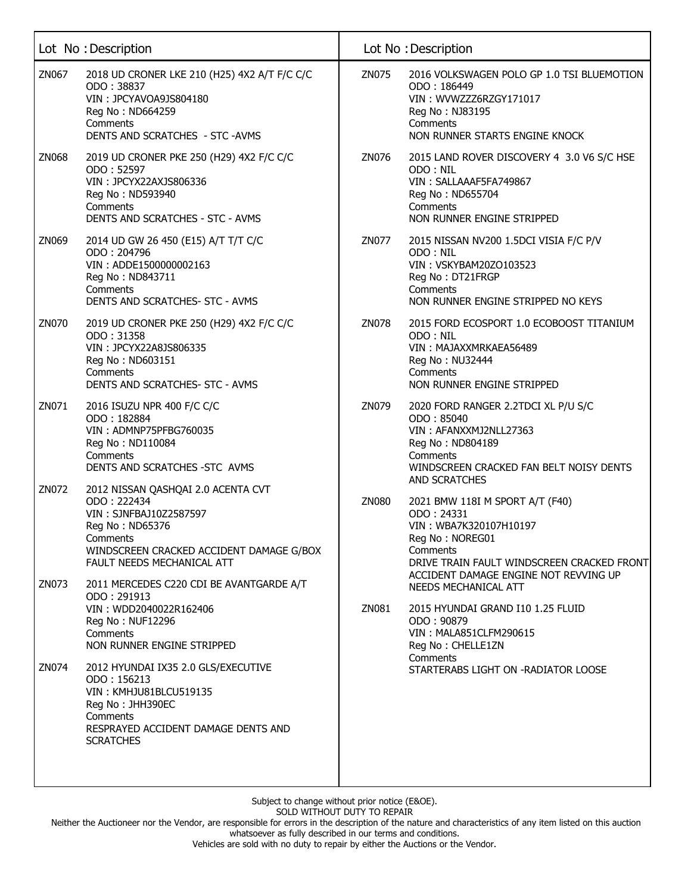| Lot No | Description |
|---|---|
| ZN067 | 2018 UD CRONER LKE 210 (H25) 4X2 A/T F/C C/C<br>ODO : 38837<br>VIN : JPCYAVOA9JS804180<br>Reg No : ND664259<br>Comments<br>DENTS AND SCRATCHES - STC -AVMS |
| ZN068 | 2019 UD CRONER PKE 250 (H29) 4X2 F/C C/C<br>ODO : 52597<br>VIN : JPCYX22AXJS806336<br>Reg No : ND593940<br>Comments<br>DENTS AND SCRATCHES - STC - AVMS |
| ZN069 | 2014 UD GW 26 450 (E15) A/T T/T C/C<br>ODO : 204796<br>VIN : ADDE1500000002163<br>Reg No : ND843711<br>Comments<br>DENTS AND SCRATCHES- STC - AVMS |
| ZN070 | 2019 UD CRONER PKE 250 (H29) 4X2 F/C C/C<br>ODO : 31358<br>VIN : JPCYX22A8JS806335<br>Reg No : ND603151<br>Comments<br>DENTS AND SCRATCHES- STC - AVMS |
| ZN071 | 2016 ISUZU NPR 400 F/C C/C<br>ODO : 182884<br>VIN : ADMNP75PFBG760035<br>Reg No : ND110084<br>Comments<br>DENTS AND SCRATCHES -STC AVMS |
| ZN072 | 2012 NISSAN QASHQAI 2.0 ACENTA CVT<br>ODO : 222434<br>VIN : SJNFBAJ10Z2587597<br>Reg No : ND65376<br>Comments<br>WINDSCREEN CRACKED ACCIDENT DAMAGE G/BOX FAULT NEEDS MECHANICAL ATT |
| ZN073 | 2011 MERCEDES C220 CDI BE AVANTGARDE A/T<br>ODO : 291913<br>VIN : WDD2040022R162406<br>Reg No : NUF12296<br>Comments<br>NON RUNNER ENGINE STRIPPED |
| ZN074 | 2012 HYUNDAI IX35 2.0 GLS/EXECUTIVE<br>ODO : 156213<br>VIN : KMHJU81BLCU519135<br>Reg No : JHH390EC<br>Comments<br>RESPRAYED ACCIDENT DAMAGE DENTS AND SCRATCHES |
| ZN075 | 2016 VOLKSWAGEN POLO GP 1.0 TSI BLUEMOTION<br>ODO : 186449<br>VIN : WVWZZZ6RZGY171017<br>Reg No : NJ83195<br>Comments<br>NON RUNNER STARTS ENGINE KNOCK |
| ZN076 | 2015 LAND ROVER DISCOVERY 4 3.0 V6 S/C HSE<br>ODO : NIL<br>VIN : SALLAAAF5FA749867<br>Reg No : ND655704<br>Comments<br>NON RUNNER ENGINE STRIPPED |
| ZN077 | 2015 NISSAN NV200 1.5DCI VISIA F/C P/V<br>ODO : NIL<br>VIN : VSKYBAM20ZO103523<br>Reg No : DT21FRGP<br>Comments<br>NON RUNNER ENGINE STRIPPED NO KEYS |
| ZN078 | 2015 FORD ECOSPORT 1.0 ECOBOOST TITANIUM<br>ODO : NIL<br>VIN : MAJAXXMRKAEA56489<br>Reg No : NU32444<br>Comments<br>NON RUNNER ENGINE STRIPPED |
| ZN079 | 2020 FORD RANGER 2.2TDCI XL P/U S/C<br>ODO : 85040<br>VIN : AFANXXMJ2NLL27363<br>Reg No : ND804189<br>Comments<br>WINDSCREEN CRACKED FAN BELT NOISY DENTS AND SCRATCHES |
| ZN080 | 2021 BMW 118I M SPORT A/T (F40)<br>ODO : 24331<br>VIN : WBA7K320107H10197<br>Reg No : NOREG01<br>Comments<br>DRIVE TRAIN FAULT WINDSCREEN CRACKED FRONT ACCIDENT DAMAGE ENGINE NOT REVVING UP NEEDS MECHANICAL ATT |
| ZN081 | 2015 HYUNDAI GRAND I10 1.25 FLUID<br>ODO : 90879<br>VIN : MALA851CLFM290615<br>Reg No : CHELLE1ZN<br>Comments<br>STARTERABS LIGHT ON -RADIATOR LOOSE |

Subject to change without prior notice (E&OE).
SOLD WITHOUT DUTY TO REPAIR
Neither the Auctioneer nor the Vendor, are responsible for errors in the description of the nature and characteristics of any item listed on this auction whatsoever as fully described in our terms and conditions.
Vehicles are sold with no duty to repair by either the Auctions or the Vendor.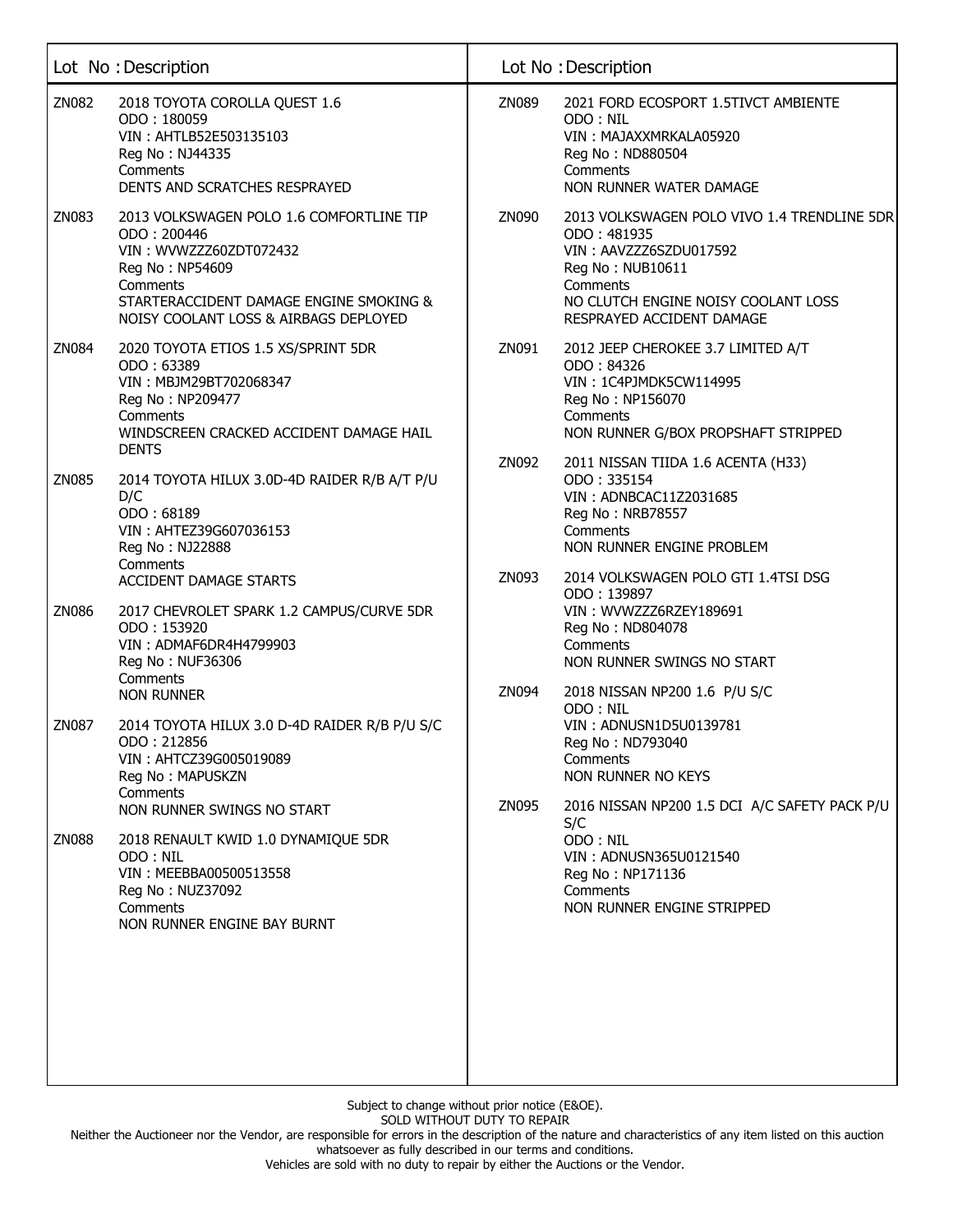| Lot No | Description |
| --- | --- |
| ZN082 | 2018 TOYOTA COROLLA QUEST 1.6<br>ODO : 180059<br>VIN : AHTLB52E503135103<br>Reg No : NJ44335<br>Comments<br>DENTS AND SCRATCHES RESPRAYED |
| ZN083 | 2013 VOLKSWAGEN POLO 1.6 COMFORTLINE TIP<br>ODO : 200446<br>VIN : WVWZZZ60ZDT072432<br>Reg No : NP54609<br>Comments<br>STARTERACCIDENT DAMAGE ENGINE SMOKING & NOISY COOLANT LOSS & AIRBAGS DEPLOYED |
| ZN084 | 2020 TOYOTA ETIOS 1.5 XS/SPRINT 5DR<br>ODO : 63389<br>VIN : MBJM29BT702068347<br>Reg No : NP209477<br>Comments<br>WINDSCREEN CRACKED ACCIDENT DAMAGE HAIL DENTS |
| ZN085 | 2014 TOYOTA HILUX 3.0D-4D RAIDER R/B A/T P/U D/C<br>ODO : 68189<br>VIN : AHTEZ39G607036153<br>Reg No : NJ22888<br>Comments<br>ACCIDENT DAMAGE STARTS |
| ZN086 | 2017 CHEVROLET SPARK 1.2 CAMPUS/CURVE 5DR<br>ODO : 153920<br>VIN : ADMAF6DR4H4799903<br>Reg No : NUF36306<br>Comments<br>NON RUNNER |
| ZN087 | 2014 TOYOTA HILUX 3.0 D-4D RAIDER R/B P/U S/C<br>ODO : 212856<br>VIN : AHTCZ39G005019089<br>Reg No : MAPUSKZN<br>Comments<br>NON RUNNER SWINGS NO START |
| ZN088 | 2018 RENAULT KWID 1.0 DYNAMIQUE 5DR<br>ODO : NIL<br>VIN : MEEBBA00500513558<br>Reg No : NUZ37092<br>Comments<br>NON RUNNER ENGINE BAY BURNT |
| ZN089 | 2021 FORD ECOSPORT 1.5TIVCT AMBIENTE<br>ODO : NIL<br>VIN : MAJAXXMRKALA05920<br>Reg No : ND880504<br>Comments<br>NON RUNNER WATER DAMAGE |
| ZN090 | 2013 VOLKSWAGEN POLO VIVO 1.4 TRENDLINE 5DR<br>ODO : 481935<br>VIN : AAVZZZ6SZDU017592<br>Reg No : NUB10611<br>Comments<br>NO CLUTCH ENGINE NOISY COOLANT LOSS RESPRAYED ACCIDENT DAMAGE |
| ZN091 | 2012 JEEP CHEROKEE 3.7 LIMITED A/T<br>ODO : 84326<br>VIN : 1C4PJMDK5CW114995<br>Reg No : NP156070<br>Comments<br>NON RUNNER G/BOX PROPSHAFT STRIPPED |
| ZN092 | 2011 NISSAN TIIDA 1.6 ACENTA (H33)<br>ODO : 335154<br>VIN : ADNBCAC11Z2031685<br>Reg No : NRB78557<br>Comments<br>NON RUNNER ENGINE PROBLEM |
| ZN093 | 2014 VOLKSWAGEN POLO GTI 1.4TSI DSG<br>ODO : 139897<br>VIN : WVWZZZ6RZEY189691<br>Reg No : ND804078<br>Comments<br>NON RUNNER SWINGS NO START |
| ZN094 | 2018 NISSAN NP200 1.6 P/U S/C<br>ODO : NIL<br>VIN : ADNUSN1D5U0139781<br>Reg No : ND793040<br>Comments<br>NON RUNNER NO KEYS |
| ZN095 | 2016 NISSAN NP200 1.5 DCI A/C SAFETY PACK P/U S/C<br>ODO : NIL<br>VIN : ADNUSN365U0121540<br>Reg No : NP171136<br>Comments<br>NON RUNNER ENGINE STRIPPED |

Subject to change without prior notice (E&OE).
SOLD WITHOUT DUTY TO REPAIR
Neither the Auctioneer nor the Vendor, are responsible for errors in the description of the nature and characteristics of any item listed on this auction whatsoever as fully described in our terms and conditions.
Vehicles are sold with no duty to repair by either the Auctions or the Vendor.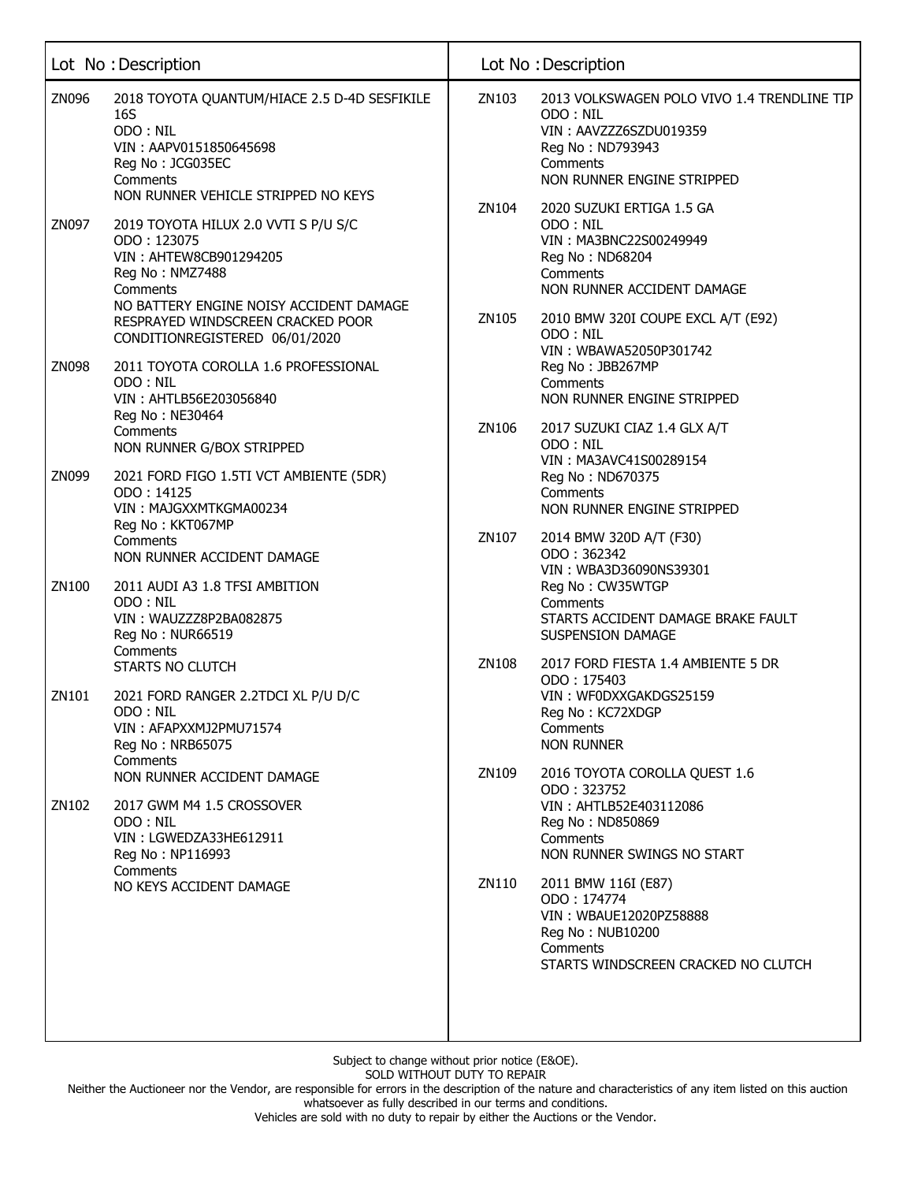| Lot No | Description |
|---|---|
| ZN096 | 2018 TOYOTA QUANTUM/HIACE 2.5 D-4D SESFIKILE 16S<br>ODO : NIL<br>VIN : AAPV0151850645698<br>Reg No : JCG035EC<br>Comments<br>NON RUNNER VEHICLE STRIPPED NO KEYS |
| ZN097 | 2019 TOYOTA HILUX 2.0 VVTI S P/U S/C<br>ODO : 123075<br>VIN : AHTEW8CB901294205<br>Reg No : NMZ7488<br>Comments<br>NO BATTERY ENGINE NOISY ACCIDENT DAMAGE RESPRAYED WINDSCREEN CRACKED POOR CONDITIONREGISTERED 06/01/2020 |
| ZN098 | 2011 TOYOTA COROLLA 1.6 PROFESSIONAL<br>ODO : NIL<br>VIN : AHTLB56E203056840<br>Reg No : NE30464<br>Comments<br>NON RUNNER G/BOX STRIPPED |
| ZN099 | 2021 FORD FIGO 1.5TI VCT AMBIENTE (5DR)<br>ODO : 14125<br>VIN : MAJGXXMTKGMA00234<br>Reg No : KKT067MP<br>Comments<br>NON RUNNER ACCIDENT DAMAGE |
| ZN100 | 2011 AUDI A3 1.8 TFSI AMBITION<br>ODO : NIL<br>VIN : WAUZZZ8P2BA082875<br>Reg No : NUR66519<br>Comments<br>STARTS NO CLUTCH |
| ZN101 | 2021 FORD RANGER 2.2TDCI XL P/U D/C<br>ODO : NIL<br>VIN : AFAPXXMJ2PMU71574<br>Reg No : NRB65075<br>Comments<br>NON RUNNER ACCIDENT DAMAGE |
| ZN102 | 2017 GWM M4 1.5 CROSSOVER<br>ODO : NIL<br>VIN : LGWEDZA33HE612911<br>Reg No : NP116993<br>Comments<br>NO KEYS ACCIDENT DAMAGE |
| ZN103 | 2013 VOLKSWAGEN POLO VIVO 1.4 TRENDLINE TIP<br>ODO : NIL<br>VIN : AAVZZZ6SZDU019359<br>Reg No : ND793943<br>Comments<br>NON RUNNER ENGINE STRIPPED |
| ZN104 | 2020 SUZUKI ERTIGA 1.5 GA<br>ODO : NIL<br>VIN : MA3BNC22S00249949<br>Reg No : ND68204<br>Comments<br>NON RUNNER ACCIDENT DAMAGE |
| ZN105 | 2010 BMW 320I COUPE EXCL A/T (E92)<br>ODO : NIL<br>VIN : WBAWA52050P301742<br>Reg No : JBB267MP<br>Comments<br>NON RUNNER ENGINE STRIPPED |
| ZN106 | 2017 SUZUKI CIAZ 1.4 GLX A/T<br>ODO : NIL<br>VIN : MA3AVC41S00289154<br>Reg No : ND670375<br>Comments<br>NON RUNNER ENGINE STRIPPED |
| ZN107 | 2014 BMW 320D A/T (F30)<br>ODO : 362342<br>VIN : WBA3D36090NS39301<br>Reg No : CW35WTGP<br>Comments<br>STARTS ACCIDENT DAMAGE BRAKE FAULT SUSPENSION DAMAGE |
| ZN108 | 2017 FORD FIESTA 1.4 AMBIENTE 5 DR<br>ODO : 175403<br>VIN : WF0DXXGAKDGS25159<br>Reg No : KC72XDGP<br>Comments<br>NON RUNNER |
| ZN109 | 2016 TOYOTA COROLLA QUEST 1.6<br>ODO : 323752<br>VIN : AHTLB52E403112086<br>Reg No : ND850869<br>Comments<br>NON RUNNER SWINGS NO START |
| ZN110 | 2011 BMW 116I (E87)<br>ODO : 174774<br>VIN : WBAUE12020PZ58888<br>Reg No : NUB10200<br>Comments<br>STARTS WINDSCREEN CRACKED NO CLUTCH |

Subject to change without prior notice (E&OE).
SOLD WITHOUT DUTY TO REPAIR
Neither the Auctioneer nor the Vendor, are responsible for errors in the description of the nature and characteristics of any item listed on this auction whatsoever as fully described in our terms and conditions.
Vehicles are sold with no duty to repair by either the Auctions or the Vendor.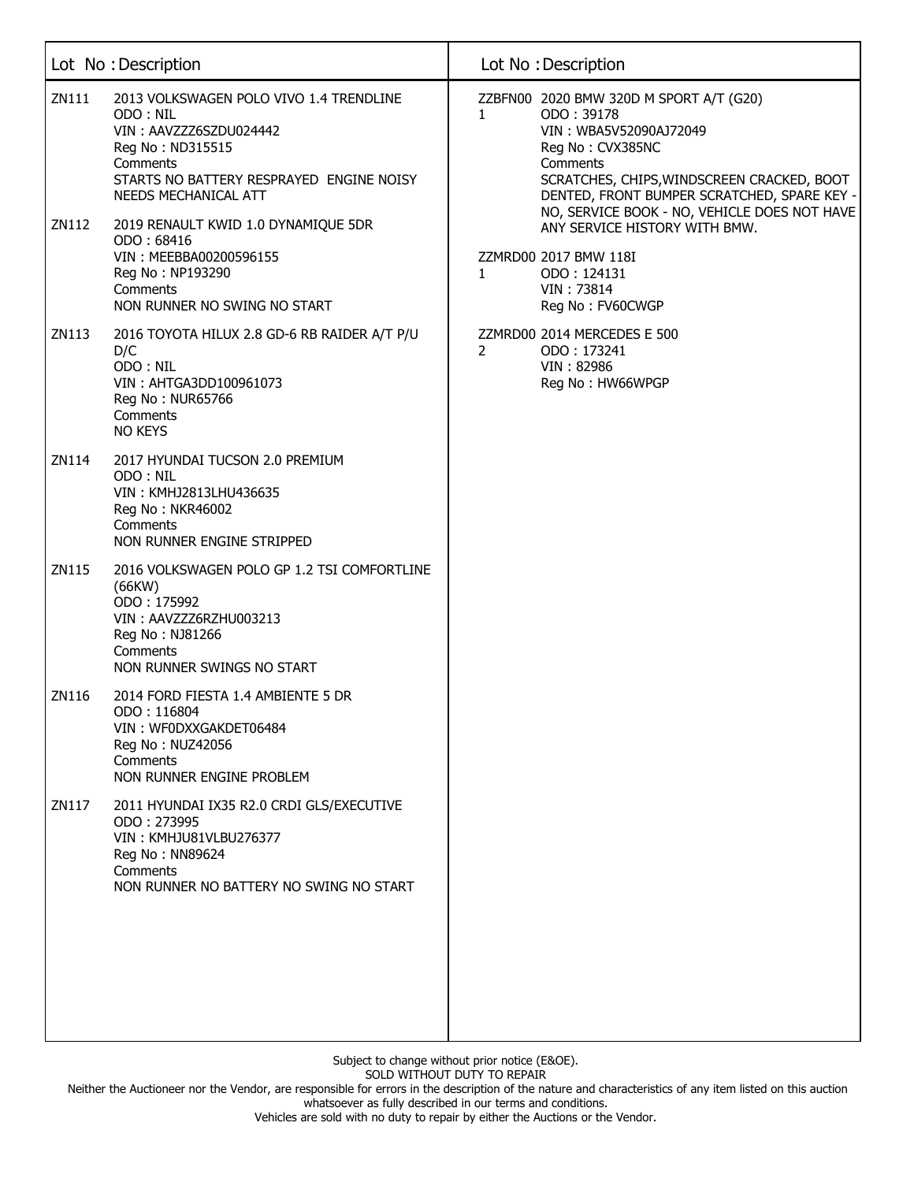| Lot No | Description |
|---|---|
| ZN111 | 2013 VOLKSWAGEN POLO VIVO 1.4 TRENDLINE<br>ODO : NIL<br>VIN : AAVZZZ6SZDU024442<br>Reg No : ND315515<br>Comments<br>STARTS NO BATTERY RESPRAYED ENGINE NOISY NEEDS MECHANICAL ATT |
| ZN112 | 2019 RENAULT KWID 1.0 DYNAMIQUE 5DR<br>ODO : 68416<br>VIN : MEEBBA00200596155<br>Reg No : NP193290<br>Comments<br>NON RUNNER NO SWING NO START |
| ZN113 | 2016 TOYOTA HILUX 2.8 GD-6 RB RAIDER A/T P/U D/C<br>ODO : NIL<br>VIN : AHTGA3DD100961073<br>Reg No : NUR65766<br>Comments<br>NO KEYS |
| ZN114 | 2017 HYUNDAI TUCSON 2.0 PREMIUM<br>ODO : NIL<br>VIN : KMHJ2813LHU436635<br>Reg No : NKR46002<br>Comments<br>NON RUNNER ENGINE STRIPPED |
| ZN115 | 2016 VOLKSWAGEN POLO GP 1.2 TSI COMFORTLINE (66KW)<br>ODO : 175992<br>VIN : AAVZZZ6RZHU003213<br>Reg No : NJ81266<br>Comments<br>NON RUNNER SWINGS NO START |
| ZN116 | 2014 FORD FIESTA 1.4 AMBIENTE 5 DR<br>ODO : 116804<br>VIN : WF0DXXGAKDET06484<br>Reg No : NUZ42056<br>Comments<br>NON RUNNER ENGINE PROBLEM |
| ZN117 | 2011 HYUNDAI IX35 R2.0 CRDI GLS/EXECUTIVE<br>ODO : 273995<br>VIN : KMHJU81VLBU276377<br>Reg No : NN89624<br>Comments<br>NON RUNNER NO BATTERY NO SWING NO START |
| ZZBFN001 | 2020 BMW 320D M SPORT A/T (G20)<br>ODO : 39178<br>VIN : WBA5V52090AJ72049<br>Reg No : CVX385NC<br>Comments<br>SCRATCHES, CHIPS,WINDSCREEN CRACKED, BOOT DENTED, FRONT BUMPER SCRATCHED, SPARE KEY - NO, SERVICE BOOK - NO, VEHICLE DOES NOT HAVE ANY SERVICE HISTORY WITH BMW. |
| ZZMRD001 | 2017 BMW 118I<br>ODO : 124131<br>VIN : 73814<br>Reg No : FV60CWGP |
| ZZMRD002 | 2014 MERCEDES E 500<br>ODO : 173241<br>VIN : 82986<br>Reg No : HW66WPGP |

Subject to change without prior notice (E&OE).
SOLD WITHOUT DUTY TO REPAIR
Neither the Auctioneer nor the Vendor, are responsible for errors in the description of the nature and characteristics of any item listed on this auction whatsoever as fully described in our terms and conditions.
Vehicles are sold with no duty to repair by either the Auctions or the Vendor.